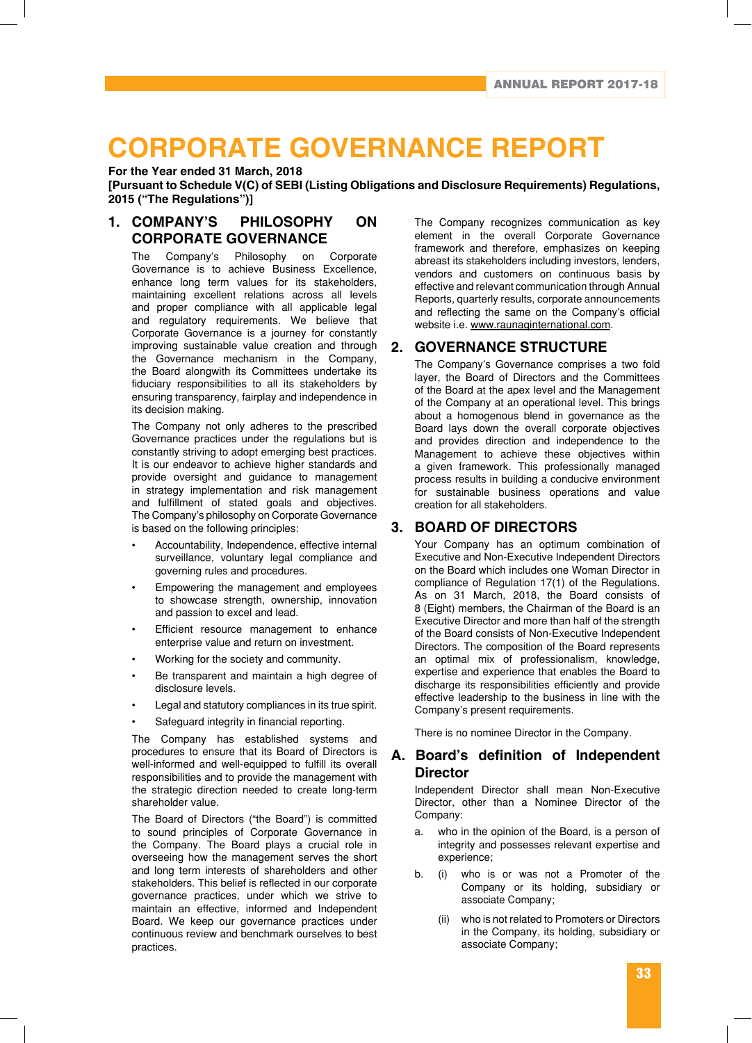# CORPORATE GOVERNANCE REPORT

**For the Year ended 31 March, 2018**
**[Pursuant to Schedule V(C) of SEBI (Listing Obligations and Disclosure Requirements) Regulations, 2015 ("The Regulations")]**

## 1. COMPANY'S PHILOSOPHY ON CORPORATE GOVERNANCE

The Company's Philosophy on Corporate Governance is to achieve Business Excellence, enhance long term values for its stakeholders, maintaining excellent relations across all levels and proper compliance with all applicable legal and regulatory requirements. We believe that Corporate Governance is a journey for constantly improving sustainable value creation and through the Governance mechanism in the Company, the Board alongwith its Committees undertake its fiduciary responsibilities to all its stakeholders by ensuring transparency, fairplay and independence in its decision making.

The Company not only adheres to the prescribed Governance practices under the regulations but is constantly striving to adopt emerging best practices. It is our endeavor to achieve higher standards and provide oversight and guidance to management in strategy implementation and risk management and fulfillment of stated goals and objectives. The Company's philosophy on Corporate Governance is based on the following principles:

- Accountability, Independence, effective internal surveillance, voluntary legal compliance and governing rules and procedures.
- Empowering the management and employees to showcase strength, ownership, innovation and passion to excel and lead.
- Efficient resource management to enhance enterprise value and return on investment.
- Working for the society and community.
- Be transparent and maintain a high degree of disclosure levels.
- Legal and statutory compliances in its true spirit.
- Safeguard integrity in financial reporting.

The Company has established systems and procedures to ensure that its Board of Directors is well-informed and well-equipped to fulfill its overall responsibilities and to provide the management with the strategic direction needed to create long-term shareholder value.

The Board of Directors ("the Board") is committed to sound principles of Corporate Governance in the Company. The Board plays a crucial role in overseeing how the management serves the short and long term interests of shareholders and other stakeholders. This belief is reflected in our corporate governance practices, under which we strive to maintain an effective, informed and Independent Board. We keep our governance practices under continuous review and benchmark ourselves to best practices.

The Company recognizes communication as key element in the overall Corporate Governance framework and therefore, emphasizes on keeping abreast its stakeholders including investors, lenders, vendors and customers on continuous basis by effective and relevant communication through Annual Reports, quarterly results, corporate announcements and reflecting the same on the Company's official website i.e. www.raunaqinternational.com.

## 2. GOVERNANCE STRUCTURE

The Company's Governance comprises a two fold layer, the Board of Directors and the Committees of the Board at the apex level and the Management of the Company at an operational level. This brings about a homogenous blend in governance as the Board lays down the overall corporate objectives and provides direction and independence to the Management to achieve these objectives within a given framework. This professionally managed process results in building a conducive environment for sustainable business operations and value creation for all stakeholders.

## 3. BOARD OF DIRECTORS

Your Company has an optimum combination of Executive and Non-Executive Independent Directors on the Board which includes one Woman Director in compliance of Regulation 17(1) of the Regulations. As on 31 March, 2018, the Board consists of 8 (Eight) members, the Chairman of the Board is an Executive Director and more than half of the strength of the Board consists of Non-Executive Independent Directors. The composition of the Board represents an optimal mix of professionalism, knowledge, expertise and experience that enables the Board to discharge its responsibilities efficiently and provide effective leadership to the business in line with the Company's present requirements.

There is no nominee Director in the Company.

### A. Board's definition of Independent Director

Independent Director shall mean Non-Executive Director, other than a Nominee Director of the Company:

a. who in the opinion of the Board, is a person of integrity and possesses relevant expertise and experience;

b. (i) who is or was not a Promoter of the Company or its holding, subsidiary or associate Company;

   (ii) who is not related to Promoters or Directors in the Company, its holding, subsidiary or associate Company;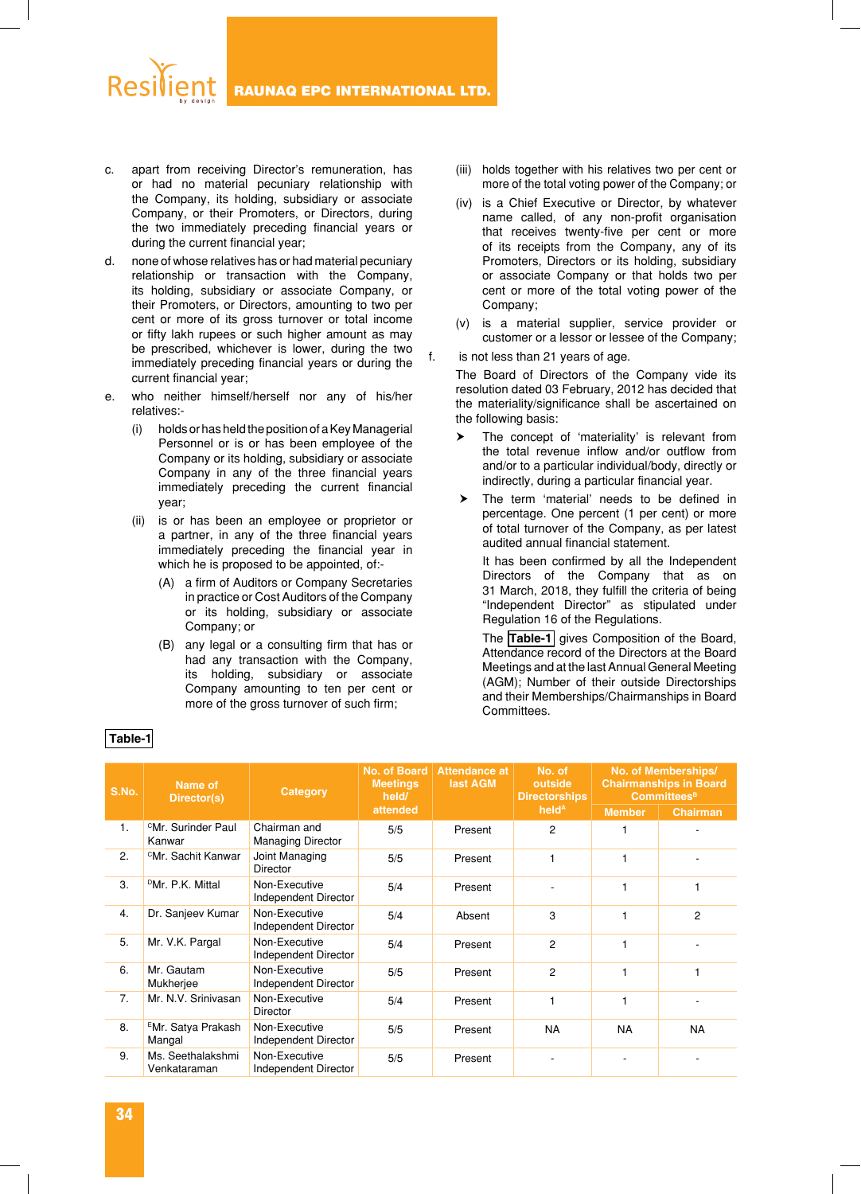c. apart from receiving Director's remuneration, has or had no material pecuniary relationship with the Company, its holding, subsidiary or associate Company, or their Promoters, or Directors, during the two immediately preceding financial years or during the current financial year;

d. none of whose relatives has or had material pecuniary relationship or transaction with the Company, its holding, subsidiary or associate Company, or their Promoters, or Directors, amounting to two per cent or more of its gross turnover or total income or fifty lakh rupees or such higher amount as may be prescribed, whichever is lower, during the two immediately preceding financial years or during the current financial year;

e. who neither himself/herself nor any of his/her relatives:-

   (i) holds or has held the position of a Key Managerial Personnel or is or has been employee of the Company or its holding, subsidiary or associate Company in any of the three financial years immediately preceding the current financial year;

   (ii) is or has been an employee or proprietor or a partner, in any of the three financial years immediately preceding the financial year in which he is proposed to be appointed, of:-

      (A) a firm of Auditors or Company Secretaries in practice or Cost Auditors of the Company or its holding, subsidiary or associate Company; or

      (B) any legal or a consulting firm that has or had any transaction with the Company, its holding, subsidiary or associate Company amounting to ten per cent or more of the gross turnover of such firm;

   (iii) holds together with his relatives two per cent or more of the total voting power of the Company; or

   (iv) is a Chief Executive or Director, by whatever name called, of any non-profit organisation that receives twenty-five per cent or more of its receipts from the Company, any of its Promoters, Directors or its holding, subsidiary or associate Company or that holds two per cent or more of the total voting power of the Company;

   (v) is a material supplier, service provider or customer or a lessor or lessee of the Company;

f. is not less than 21 years of age.

The Board of Directors of the Company vide its resolution dated 03 February, 2012 has decided that the materiality/significance shall be ascertained on the following basis:

- The concept of 'materiality' is relevant from the total revenue inflow and/or outflow from and/or to a particular individual/body, directly or indirectly, during a particular financial year.
- The term 'material' needs to be defined in percentage. One percent (1 per cent) or more of total turnover of the Company, as per latest audited annual financial statement.

It has been confirmed by all the Independent Directors of the Company that as on 31 March, 2018, they fulfill the criteria of being "Independent Director" as stipulated under Regulation 16 of the Regulations.

The **Table-1** gives Composition of the Board, Attendance record of the Directors at the Board Meetings and at the last Annual General Meeting (AGM); Number of their outside Directorships and their Memberships/Chairmanships in Board Committees.

**Table-1**

| S.No. | Name of Director(s) | Category | No. of Board Meetings held/ attended | Attendance at last AGM | No. of outside Directorships held[A] | No. of Memberships/ Chairmanships in Board Committees[B] | |
|---|---|---|---|---|---|---|---|
| | | | | | | Member | Chairman |
| 1. | [C]Mr. Surinder Paul Kanwar | Chairman and Managing Director | 5/5 | Present | 2 | 1 | - |
| 2. | [C]Mr. Sachit Kanwar | Joint Managing Director | 5/5 | Present | 1 | 1 | - |
| 3. | [D]Mr. P.K. Mittal | Non-Executive Independent Director | 5/4 | Present | - | 1 | 1 |
| 4. | Dr. Sanjeev Kumar | Non-Executive Independent Director | 5/4 | Absent | 3 | 1 | 2 |
| 5. | Mr. V.K. Pargal | Non-Executive Independent Director | 5/4 | Present | 2 | 1 | - |
| 6. | Mr. Gautam Mukherjee | Non-Executive Independent Director | 5/5 | Present | 2 | 1 | 1 |
| 7. | Mr. N.V. Srinivasan | Non-Executive Director | 5/4 | Present | 1 | 1 | - |
| 8. | [E]Mr. Satya Prakash Mangal | Non-Executive Independent Director | 5/5 | Present | NA | NA | NA |
| 9. | Ms. Seethalakshmi Venkataraman | Non-Executive Independent Director | 5/5 | Present | - | - | - |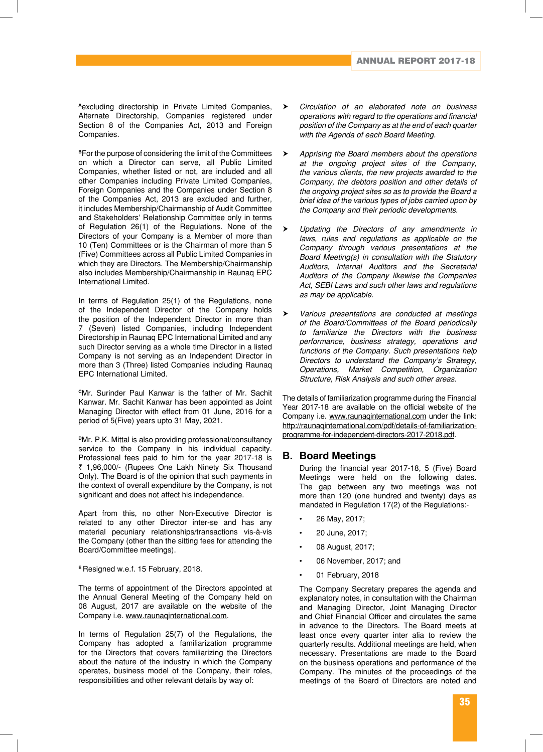[A]excluding directorship in Private Limited Companies, Alternate Directorship, Companies registered under Section 8 of the Companies Act, 2013 and Foreign Companies.

[B]For the purpose of considering the limit of the Committees on which a Director can serve, all Public Limited Companies, whether listed or not, are included and all other Companies including Private Limited Companies, Foreign Companies and the Companies under Section 8 of the Companies Act, 2013 are excluded and further, it includes Membership/Chairmanship of Audit Committee and Stakeholders' Relationship Committee only in terms of Regulation 26(1) of the Regulations. None of the Directors of your Company is a Member of more than 10 (Ten) Committees or is the Chairman of more than 5 (Five) Committees across all Public Limited Companies in which they are Directors. The Membership/Chairmanship also includes Membership/Chairmanship in Raunaq EPC International Limited.

In terms of Regulation 25(1) of the Regulations, none of the Independent Director of the Company holds the position of the Independent Director in more than 7 (Seven) listed Companies, including Independent Directorship in Raunaq EPC International Limited and any such Director serving as a whole time Director in a listed Company is not serving as an Independent Director in more than 3 (Three) listed Companies including Raunaq EPC International Limited.

[C]Mr. Surinder Paul Kanwar is the father of Mr. Sachit Kanwar. Mr. Sachit Kanwar has been appointed as Joint Managing Director with effect from 01 June, 2016 for a period of 5(Five) years upto 31 May, 2021.

[D]Mr. P.K. Mittal is also providing professional/consultancy service to the Company in his individual capacity. Professional fees paid to him for the year 2017-18 is ₹ 1,96,000/- (Rupees One Lakh Ninety Six Thousand Only). The Board is of the opinion that such payments in the context of overall expenditure by the Company, is not significant and does not affect his independence.

Apart from this, no other Non-Executive Director is related to any other Director inter-se and has any material pecuniary relationships/transactions vis-à-vis the Company (other than the sitting fees for attending the Board/Committee meetings).

[E] Resigned w.e.f. 15 February, 2018.

The terms of appointment of the Directors appointed at the Annual General Meeting of the Company held on 08 August, 2017 are available on the website of the Company i.e. www.raunaqinternational.com.

In terms of Regulation 25(7) of the Regulations, the Company has adopted a familiarization programme for the Directors that covers familiarizing the Directors about the nature of the industry in which the Company operates, business model of the Company, their roles, responsibilities and other relevant details by way of:

- *Circulation of an elaborated note on business operations with regard to the operations and financial position of the Company as at the end of each quarter with the Agenda of each Board Meeting.*
- *Apprising the Board members about the operations at the ongoing project sites of the Company, the various clients, the new projects awarded to the Company, the debtors position and other details of the ongoing project sites so as to provide the Board a brief idea of the various types of jobs carried upon by the Company and their periodic developments.*
- *Updating the Directors of any amendments in laws, rules and regulations as applicable on the Company through various presentations at the Board Meeting(s) in consultation with the Statutory Auditors, Internal Auditors and the Secretarial Auditors of the Company likewise the Companies Act, SEBI Laws and such other laws and regulations as may be applicable.*
- *Various presentations are conducted at meetings of the Board/Committees of the Board periodically to familiarize the Directors with the business performance, business strategy, operations and functions of the Company. Such presentations help Directors to understand the Company's Strategy, Operations, Market Competition, Organization Structure, Risk Analysis and such other areas.*

The details of familiarization programme during the Financial Year 2017-18 are available on the official website of the Company i.e. www.raunaqinternational.com under the link: http://raunaqinternational.com/pdf/details-of-familiarization-programme-for-independent-directors-2017-2018.pdf.

## B. Board Meetings

During the financial year 2017-18, 5 (Five) Board Meetings were held on the following dates. The gap between any two meetings was not more than 120 (one hundred and twenty) days as mandated in Regulation 17(2) of the Regulations:-

- 26 May, 2017;
- 20 June, 2017;
- 08 August, 2017;
- 06 November, 2017; and
- 01 February, 2018

The Company Secretary prepares the agenda and explanatory notes, in consultation with the Chairman and Managing Director, Joint Managing Director and Chief Financial Officer and circulates the same in advance to the Directors. The Board meets at least once every quarter inter alia to review the quarterly results. Additional meetings are held, when necessary. Presentations are made to the Board on the business operations and performance of the Company. The minutes of the proceedings of the meetings of the Board of Directors are noted and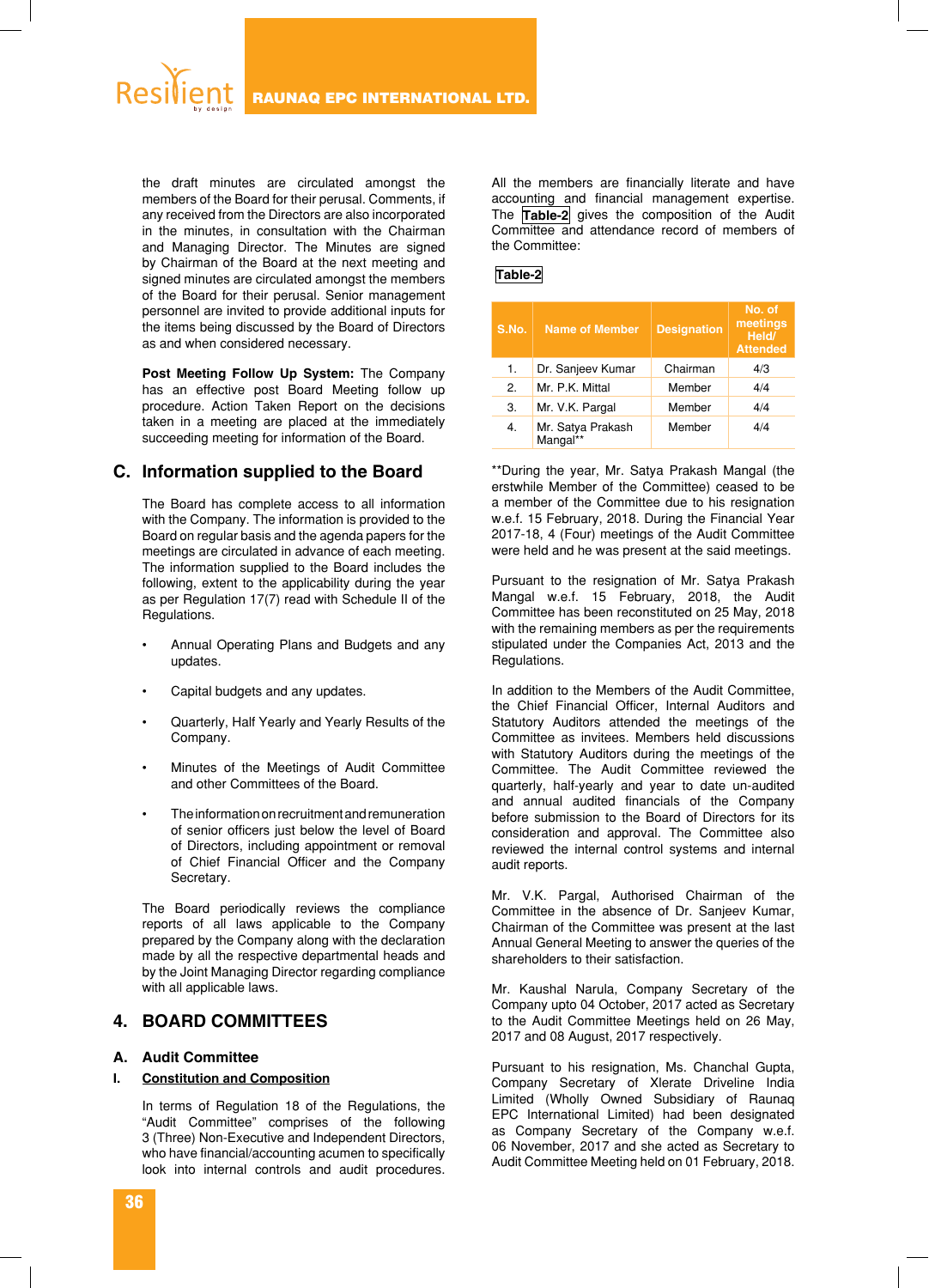the draft minutes are circulated amongst the members of the Board for their perusal. Comments, if any received from the Directors are also incorporated in the minutes, in consultation with the Chairman and Managing Director. The Minutes are signed by Chairman of the Board at the next meeting and signed minutes are circulated amongst the members of the Board for their perusal. Senior management personnel are invited to provide additional inputs for the items being discussed by the Board of Directors as and when considered necessary.

**Post Meeting Follow Up System:** The Company has an effective post Board Meeting follow up procedure. Action Taken Report on the decisions taken in a meeting are placed at the immediately succeeding meeting for information of the Board.

## C. Information supplied to the Board

The Board has complete access to all information with the Company. The information is provided to the Board on regular basis and the agenda papers for the meetings are circulated in advance of each meeting. The information supplied to the Board includes the following, extent to the applicability during the year as per Regulation 17(7) read with Schedule II of the Regulations.

- Annual Operating Plans and Budgets and any updates.
- Capital budgets and any updates.
- Quarterly, Half Yearly and Yearly Results of the Company.
- Minutes of the Meetings of Audit Committee and other Committees of the Board.
- The information on recruitment and remuneration of senior officers just below the level of Board of Directors, including appointment or removal of Chief Financial Officer and the Company Secretary.

The Board periodically reviews the compliance reports of all laws applicable to the Company prepared by the Company along with the declaration made by all the respective departmental heads and by the Joint Managing Director regarding compliance with all applicable laws.

## 4. BOARD COMMITTEES

### A. Audit Committee

#### I. Constitution and Composition

In terms of Regulation 18 of the Regulations, the "Audit Committee" comprises of the following 3 (Three) Non-Executive and Independent Directors, who have financial/accounting acumen to specifically look into internal controls and audit procedures. All the members are financially literate and have accounting and financial management expertise. The **Table-2** gives the composition of the Audit Committee and attendance record of members of the Committee:

**Table-2**

| S.No. | Name of Member | Designation | No. of meetings Held/ Attended |
|---|---|---|---|
| 1. | Dr. Sanjeev Kumar | Chairman | 4/3 |
| 2. | Mr. P.K. Mittal | Member | 4/4 |
| 3. | Mr. V.K. Pargal | Member | 4/4 |
| 4. | Mr. Satya Prakash Mangal** | Member | 4/4 |

**During the year, Mr. Satya Prakash Mangal (the erstwhile Member of the Committee) ceased to be a member of the Committee due to his resignation w.e.f. 15 February, 2018. During the Financial Year 2017-18, 4 (Four) meetings of the Audit Committee were held and he was present at the said meetings.

Pursuant to the resignation of Mr. Satya Prakash Mangal w.e.f. 15 February, 2018, the Audit Committee has been reconstituted on 25 May, 2018 with the remaining members as per the requirements stipulated under the Companies Act, 2013 and the Regulations.

In addition to the Members of the Audit Committee, the Chief Financial Officer, Internal Auditors and Statutory Auditors attended the meetings of the Committee as invitees. Members held discussions with Statutory Auditors during the meetings of the Committee. The Audit Committee reviewed the quarterly, half-yearly and year to date un-audited and annual audited financials of the Company before submission to the Board of Directors for its consideration and approval. The Committee also reviewed the internal control systems and internal audit reports.

Mr. V.K. Pargal, Authorised Chairman of the Committee in the absence of Dr. Sanjeev Kumar, Chairman of the Committee was present at the last Annual General Meeting to answer the queries of the shareholders to their satisfaction.

Mr. Kaushal Narula, Company Secretary of the Company upto 04 October, 2017 acted as Secretary to the Audit Committee Meetings held on 26 May, 2017 and 08 August, 2017 respectively.

Pursuant to his resignation, Ms. Chanchal Gupta, Company Secretary of Xlerate Driveline India Limited (Wholly Owned Subsidiary of Raunaq EPC International Limited) had been designated as Company Secretary of the Company w.e.f. 06 November, 2017 and she acted as Secretary to Audit Committee Meeting held on 01 February, 2018.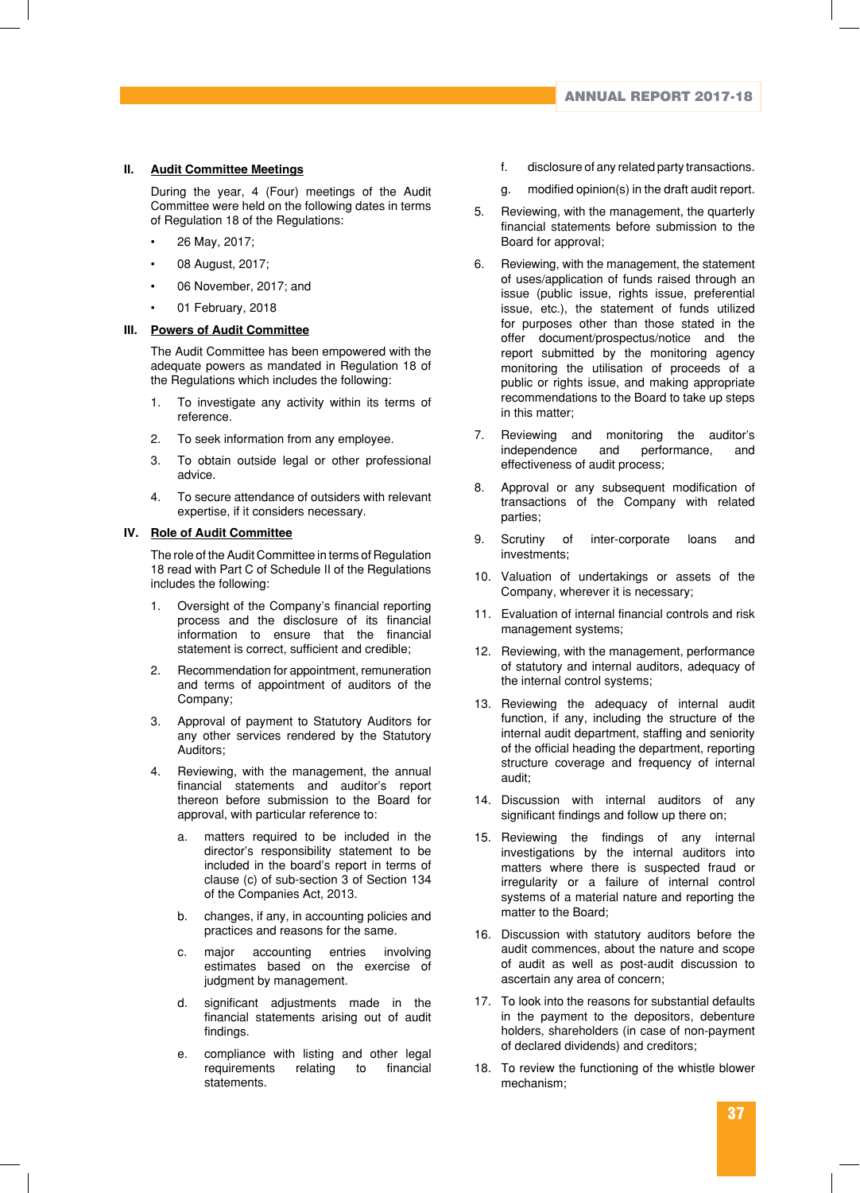## II. Audit Committee Meetings

During the year, 4 (Four) meetings of the Audit Committee were held on the following dates in terms of Regulation 18 of the Regulations:

- 26 May, 2017;
- 08 August, 2017;
- 06 November, 2017; and
- 01 February, 2018

## III. Powers of Audit Committee

The Audit Committee has been empowered with the adequate powers as mandated in Regulation 18 of the Regulations which includes the following:

1. To investigate any activity within its terms of reference.
2. To seek information from any employee.
3. To obtain outside legal or other professional advice.
4. To secure attendance of outsiders with relevant expertise, if it considers necessary.

## IV. Role of Audit Committee

The role of the Audit Committee in terms of Regulation 18 read with Part C of Schedule II of the Regulations includes the following:

1. Oversight of the Company's financial reporting process and the disclosure of its financial information to ensure that the financial statement is correct, sufficient and credible;
2. Recommendation for appointment, remuneration and terms of appointment of auditors of the Company;
3. Approval of payment to Statutory Auditors for any other services rendered by the Statutory Auditors;
4. Reviewing, with the management, the annual financial statements and auditor's report thereon before submission to the Board for approval, with particular reference to:
   a. matters required to be included in the director's responsibility statement to be included in the board's report in terms of clause (c) of sub-section 3 of Section 134 of the Companies Act, 2013.
   b. changes, if any, in accounting policies and practices and reasons for the same.
   c. major accounting entries involving estimates based on the exercise of judgment by management.
   d. significant adjustments made in the financial statements arising out of audit findings.
   e. compliance with listing and other legal requirements relating to financial statements.
   f. disclosure of any related party transactions.
   g. modified opinion(s) in the draft audit report.
5. Reviewing, with the management, the quarterly financial statements before submission to the Board for approval;
6. Reviewing, with the management, the statement of uses/application of funds raised through an issue (public issue, rights issue, preferential issue, etc.), the statement of funds utilized for purposes other than those stated in the offer document/prospectus/notice and the report submitted by the monitoring agency monitoring the utilisation of proceeds of a public or rights issue, and making appropriate recommendations to the Board to take up steps in this matter;
7. Reviewing and monitoring the auditor's independence and performance, and effectiveness of audit process;
8. Approval or any subsequent modification of transactions of the Company with related parties;
9. Scrutiny of inter-corporate loans and investments;
10. Valuation of undertakings or assets of the Company, wherever it is necessary;
11. Evaluation of internal financial controls and risk management systems;
12. Reviewing, with the management, performance of statutory and internal auditors, adequacy of the internal control systems;
13. Reviewing the adequacy of internal audit function, if any, including the structure of the internal audit department, staffing and seniority of the official heading the department, reporting structure coverage and frequency of internal audit;
14. Discussion with internal auditors of any significant findings and follow up there on;
15. Reviewing the findings of any internal investigations by the internal auditors into matters where there is suspected fraud or irregularity or a failure of internal control systems of a material nature and reporting the matter to the Board;
16. Discussion with statutory auditors before the audit commences, about the nature and scope of audit as well as post-audit discussion to ascertain any area of concern;
17. To look into the reasons for substantial defaults in the payment to the depositors, debenture holders, shareholders (in case of non-payment of declared dividends) and creditors;
18. To review the functioning of the whistle blower mechanism;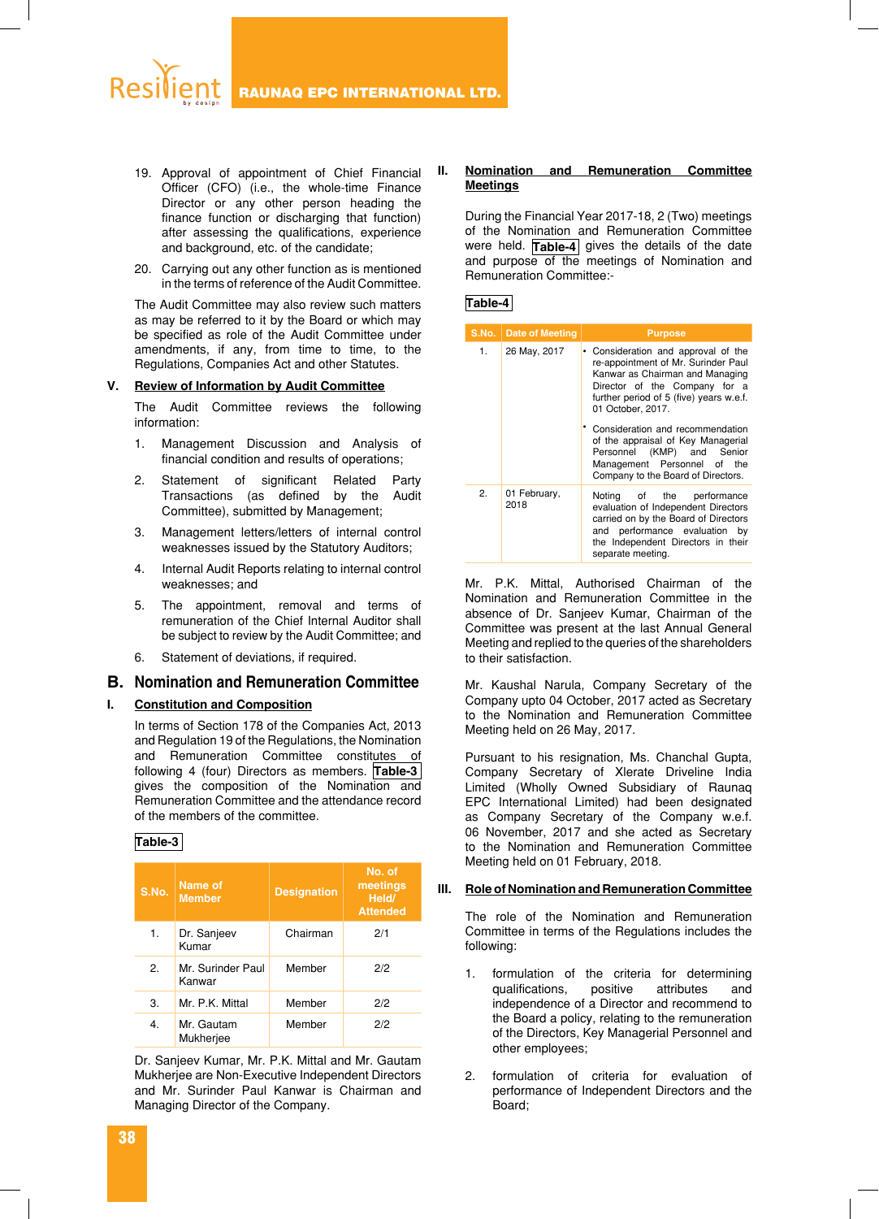19. Approval of appointment of Chief Financial Officer (CFO) (i.e., the whole-time Finance Director or any other person heading the finance function or discharging that function) after assessing the qualifications, experience and background, etc. of the candidate;

20. Carrying out any other function as is mentioned in the terms of reference of the Audit Committee.

The Audit Committee may also review such matters as may be referred to it by the Board or which may be specified as role of the Audit Committee under amendments, if any, from time to time, to the Regulations, Companies Act and other Statutes.

### V. Review of Information by Audit Committee

The Audit Committee reviews the following information:

1. Management Discussion and Analysis of financial condition and results of operations;
2. Statement of significant Related Party Transactions (as defined by the Audit Committee), submitted by Management;
3. Management letters/letters of internal control weaknesses issued by the Statutory Auditors;
4. Internal Audit Reports relating to internal control weaknesses; and
5. The appointment, removal and terms of remuneration of the Chief Internal Auditor shall be subject to review by the Audit Committee; and
6. Statement of deviations, if required.

## B. Nomination and Remuneration Committee

### I. Constitution and Composition

In terms of Section 178 of the Companies Act, 2013 and Regulation 19 of the Regulations, the Nomination and Remuneration Committee constitutes of following 4 (four) Directors as members. **Table-3** gives the composition of the Nomination and Remuneration Committee and the attendance record of the members of the committee.

**Table-3**

| S.No. | Name of Member | Designation | No. of meetings Held/ Attended |
|---|---|---|---|
| 1. | Dr. Sanjeev Kumar | Chairman | 2/1 |
| 2. | Mr. Surinder Paul Kanwar | Member | 2/2 |
| 3. | Mr. P.K. Mittal | Member | 2/2 |
| 4. | Mr. Gautam Mukherjee | Member | 2/2 |

Dr. Sanjeev Kumar, Mr. P.K. Mittal and Mr. Gautam Mukherjee are Non-Executive Independent Directors and Mr. Surinder Paul Kanwar is Chairman and Managing Director of the Company.

### II. Nomination and Remuneration Committee Meetings

During the Financial Year 2017-18, 2 (Two) meetings of the Nomination and Remuneration Committee were held. **Table-4** gives the details of the date and purpose of the meetings of Nomination and Remuneration Committee:-

**Table-4**

| S.No. | Date of Meeting | Purpose |
|---|---|---|
| 1. | 26 May, 2017 | • Consideration and approval of the re-appointment of Mr. Surinder Paul Kanwar as Chairman and Managing Director of the Company for a further period of 5 (five) years w.e.f. 01 October, 2017.<br>• Consideration and recommendation of the appraisal of Key Managerial Personnel (KMP) and Senior Management Personnel of the Company to the Board of Directors. |
| 2. | 01 February, 2018 | Noting of the performance evaluation of Independent Directors carried on by the Board of Directors and performance evaluation by the Independent Directors in their separate meeting. |

Mr. P.K. Mittal, Authorised Chairman of the Nomination and Remuneration Committee in the absence of Dr. Sanjeev Kumar, Chairman of the Committee was present at the last Annual General Meeting and replied to the queries of the shareholders to their satisfaction.

Mr. Kaushal Narula, Company Secretary of the Company upto 04 October, 2017 acted as Secretary to the Nomination and Remuneration Committee Meeting held on 26 May, 2017.

Pursuant to his resignation, Ms. Chanchal Gupta, Company Secretary of Xlerate Driveline India Limited (Wholly Owned Subsidiary of Raunaq EPC International Limited) had been designated as Company Secretary of the Company w.e.f. 06 November, 2017 and she acted as Secretary to the Nomination and Remuneration Committee Meeting held on 01 February, 2018.

### III. Role of Nomination and Remuneration Committee

The role of the Nomination and Remuneration Committee in terms of the Regulations includes the following:

1. formulation of the criteria for determining qualifications, positive attributes and independence of a Director and recommend to the Board a policy, relating to the remuneration of the Directors, Key Managerial Personnel and other employees;
2. formulation of criteria for evaluation of performance of Independent Directors and the Board;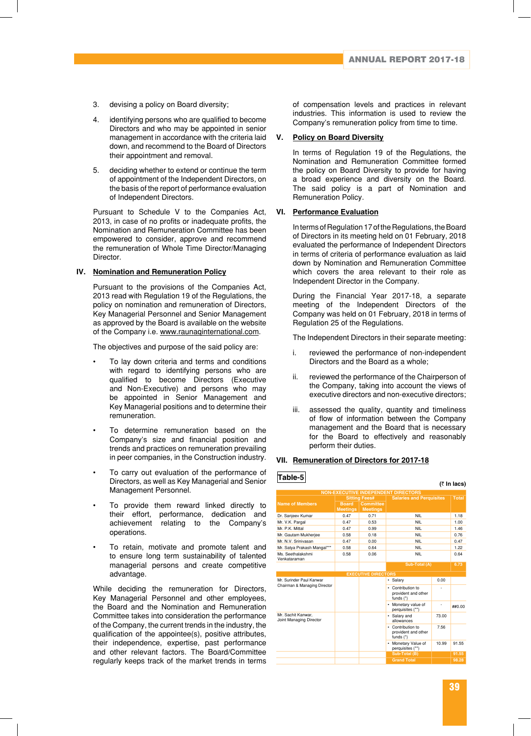3. devising a policy on Board diversity;

4. identifying persons who are qualified to become Directors and who may be appointed in senior management in accordance with the criteria laid down, and recommend to the Board of Directors their appointment and removal.

5. deciding whether to extend or continue the term of appointment of the Independent Directors, on the basis of the report of performance evaluation of Independent Directors.

Pursuant to Schedule V to the Companies Act, 2013, in case of no profits or inadequate profits, the Nomination and Remuneration Committee has been empowered to consider, approve and recommend the remuneration of Whole Time Director/Managing Director.

## IV. Nomination and Remuneration Policy

Pursuant to the provisions of the Companies Act, 2013 read with Regulation 19 of the Regulations, the policy on nomination and remuneration of Directors, Key Managerial Personnel and Senior Management as approved by the Board is available on the website of the Company i.e. www.raunaqinternational.com.

The objectives and purpose of the said policy are:

- To lay down criteria and terms and conditions with regard to identifying persons who are qualified to become Directors (Executive and Non-Executive) and persons who may be appointed in Senior Management and Key Managerial positions and to determine their remuneration.
- To determine remuneration based on the Company's size and financial position and trends and practices on remuneration prevailing in peer companies, in the Construction industry.
- To carry out evaluation of the performance of Directors, as well as Key Managerial and Senior Management Personnel.
- To provide them reward linked directly to their effort, performance, dedication and achievement relating to the Company's operations.
- To retain, motivate and promote talent and to ensure long term sustainability of talented managerial persons and create competitive advantage.

While deciding the remuneration for Directors, Key Managerial Personnel and other employees, the Board and the Nomination and Remuneration Committee takes into consideration the performance of the Company, the current trends in the industry, the qualification of the appointee(s), positive attributes, their independence, expertise, past performance and other relevant factors. The Board/Committee regularly keeps track of the market trends in terms of compensation levels and practices in relevant industries. This information is used to review the Company's remuneration policy from time to time.

## V. Policy on Board Diversity

In terms of Regulation 19 of the Regulations, the Nomination and Remuneration Committee formed the policy on Board Diversity to provide for having a broad experience and diversity on the Board. The said policy is a part of Nomination and Remuneration Policy.

## VI. Performance Evaluation

In terms of Regulation 17 of the Regulations, the Board of Directors in its meeting held on 01 February, 2018 evaluated the performance of Independent Directors in terms of criteria of performance evaluation as laid down by Nomination and Remuneration Committee which covers the area relevant to their role as Independent Director in the Company.

During the Financial Year 2017-18, a separate meeting of the Independent Directors of the Company was held on 01 February, 2018 in terms of Regulation 25 of the Regulations.

The Independent Directors in their separate meeting:

i. reviewed the performance of non-independent Directors and the Board as a whole;

ii. reviewed the performance of the Chairperson of the Company, taking into account the views of executive directors and non-executive directors;

iii. assessed the quality, quantity and timeliness of flow of information between the Company management and the Board that is necessary for the Board to effectively and reasonably perform their duties.

## VII. Remuneration of Directors for 2017-18

**Table-5** (₹ In lacs)

| Name of Members | Sitting Fees# Board Meetings | Sitting Fees# Committee Meetings | Salaries and Perquisites | | Total |
|---|---|---|---|---|---|
| **NON-EXECUTIVE INDEPENDENT DIRECTORS** | | | | | |
| Dr. Sanjeev Kumar | 0.47 | 0.71 | NIL | | 1.18 |
| Mr. V.K. Pargal | 0.47 | 0.53 | NIL | | 1.00 |
| Mr. P.K. Mittal | 0.47 | 0.99 | NIL | | 1.46 |
| Mr. Gautam Mukherjee | 0.58 | 0.18 | NIL | | 0.76 |
| Mr. N.V. Srinivasan | 0.47 | 0.00 | NIL | | 0.47 |
| Mr. Satya Prakash Mangal*** | 0.58 | 0.64 | NIL | | 1.22 |
| Ms. Seethalakshmi Venkataraman | 0.58 | 0.06 | NIL | | 0.64 |
| | | | Sub-Total (A) | | 6.73 |
| **EXECUTIVE DIRECTORS** | | | | | |
| Mr. Surinder Paul Kanwar Chairman & Managing Director | | | • Salary | 0.00 | |
| | | | • Contribution to provident and other funds (*) | - | |
| | | | • Monetary value of perquisites (**) | - | ##0.00 |
| Mr. Sachit Kanwar, Joint Managing Director | | | • Salary and allowances | 73.00 | |
| | | | • Contribution to provident and other funds (*) | 7.56 | |
| | | | • Monetary Value of perquisites (**) | 10.99 | 91.55 |
| | | | Sub-Total (B) | | 91.55 |
| | | | Grand Total | | 98.28 |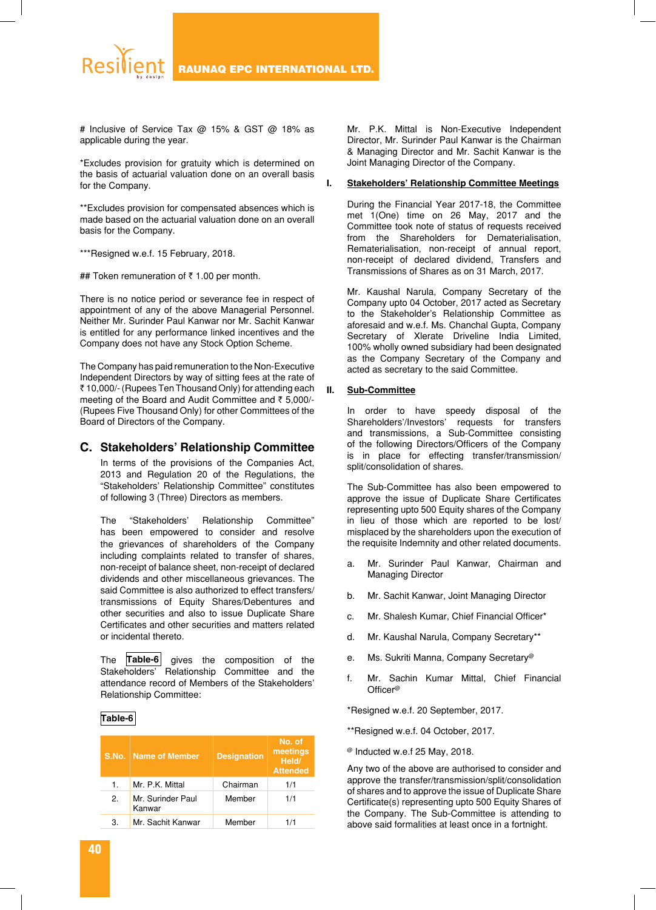# Inclusive of Service Tax @ 15% & GST @ 18% as applicable during the year.

*Excludes provision for gratuity which is determined on the basis of actuarial valuation done on an overall basis for the Company.

**Excludes provision for compensated absences which is made based on the actuarial valuation done on an overall basis for the Company.

***Resigned w.e.f. 15 February, 2018.

## Token remuneration of ₹ 1.00 per month.

There is no notice period or severance fee in respect of appointment of any of the above Managerial Personnel. Neither Mr. Surinder Paul Kanwar nor Mr. Sachit Kanwar is entitled for any performance linked incentives and the Company does not have any Stock Option Scheme.

The Company has paid remuneration to the Non-Executive Independent Directors by way of sitting fees at the rate of ₹ 10,000/- (Rupees Ten Thousand Only) for attending each meeting of the Board and Audit Committee and ₹ 5,000/- (Rupees Five Thousand Only) for other Committees of the Board of Directors of the Company.

## C. Stakeholders' Relationship Committee

In terms of the provisions of the Companies Act, 2013 and Regulation 20 of the Regulations, the "Stakeholders' Relationship Committee" constitutes of following 3 (Three) Directors as members.

The "Stakeholders' Relationship Committee" has been empowered to consider and resolve the grievances of shareholders of the Company including complaints related to transfer of shares, non-receipt of balance sheet, non-receipt of declared dividends and other miscellaneous grievances. The said Committee is also authorized to effect transfers/ transmissions of Equity Shares/Debentures and other securities and also to issue Duplicate Share Certificates and other securities and matters related or incidental thereto.

The **Table-6** gives the composition of the Stakeholders' Relationship Committee and the attendance record of Members of the Stakeholders' Relationship Committee:

**Table-6**

| S.No. | Name of Member | Designation | No. of meetings Held/ Attended |
|---|---|---|---|
| 1. | Mr. P.K. Mittal | Chairman | 1/1 |
| 2. | Mr. Surinder Paul Kanwar | Member | 1/1 |
| 3. | Mr. Sachit Kanwar | Member | 1/1 |

Mr. P.K. Mittal is Non-Executive Independent Director, Mr. Surinder Paul Kanwar is the Chairman & Managing Director and Mr. Sachit Kanwar is the Joint Managing Director of the Company.

### I. Stakeholders' Relationship Committee Meetings

During the Financial Year 2017-18, the Committee met 1(One) time on 26 May, 2017 and the Committee took note of status of requests received from the Shareholders for Dematerialisation, Rematerialisation, non-receipt of annual report, non-receipt of declared dividend, Transfers and Transmissions of Shares as on 31 March, 2017.

Mr. Kaushal Narula, Company Secretary of the Company upto 04 October, 2017 acted as Secretary to the Stakeholder's Relationship Committee as aforesaid and w.e.f. Ms. Chanchal Gupta, Company Secretary of Xlerate Driveline India Limited, 100% wholly owned subsidiary had been designated as the Company Secretary of the Company and acted as secretary to the said Committee.

### II. Sub-Committee

In order to have speedy disposal of the Shareholders'/Investors' requests for transfers and transmissions, a Sub-Committee consisting of the following Directors/Officers of the Company is in place for effecting transfer/transmission/ split/consolidation of shares.

The Sub-Committee has also been empowered to approve the issue of Duplicate Share Certificates representing upto 500 Equity shares of the Company in lieu of those which are reported to be lost/ misplaced by the shareholders upon the execution of the requisite Indemnity and other related documents.

a. Mr. Surinder Paul Kanwar, Chairman and Managing Director

b. Mr. Sachit Kanwar, Joint Managing Director

c. Mr. Shalesh Kumar, Chief Financial Officer*

d. Mr. Kaushal Narula, Company Secretary**

e. Ms. Sukriti Manna, Company Secretary@

f. Mr. Sachin Kumar Mittal, Chief Financial Officer@

*Resigned w.e.f. 20 September, 2017.

**Resigned w.e.f. 04 October, 2017.

@ Inducted w.e.f 25 May, 2018.

Any two of the above are authorised to consider and approve the transfer/transmission/split/consolidation of shares and to approve the issue of Duplicate Share Certificate(s) representing upto 500 Equity Shares of the Company. The Sub-Committee is attending to above said formalities at least once in a fortnight.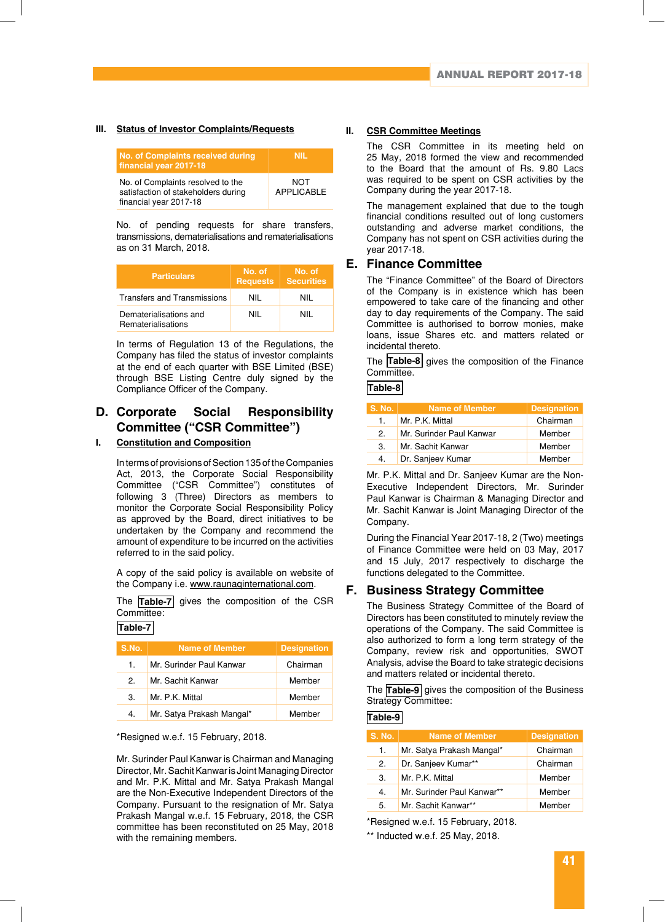### III. Status of Investor Complaints/Requests

| No. of Complaints received during financial year 2017-18 | NIL |
|---|---|
| No. of Complaints resolved to the satisfaction of stakeholders during financial year 2017-18 | NOT APPLICABLE |

No. of pending requests for share transfers, transmissions, dematerialisations and rematerialisations as on 31 March, 2018.

| Particulars | No. of Requests | No. of Securities |
|---|---|---|
| Transfers and Transmissions | NIL | NIL |
| Dematerialisations and Rematerialisations | NIL | NIL |

In terms of Regulation 13 of the Regulations, the Company has filed the status of investor complaints at the end of each quarter with BSE Limited (BSE) through BSE Listing Centre duly signed by the Compliance Officer of the Company.

## D. Corporate Social Responsibility Committee ("CSR Committee")

### I. Constitution and Composition

In terms of provisions of Section 135 of the Companies Act, 2013, the Corporate Social Responsibility Committee ("CSR Committee") constitutes of following 3 (Three) Directors as members to monitor the Corporate Social Responsibility Policy as approved by the Board, direct initiatives to be undertaken by the Company and recommend the amount of expenditure to be incurred on the activities referred to in the said policy.

A copy of the said policy is available on website of the Company i.e. www.raunaqinternational.com.

The **Table-7** gives the composition of the CSR Committee:

**Table-7**

| S.No. | Name of Member | Designation |
|---|---|---|
| 1. | Mr. Surinder Paul Kanwar | Chairman |
| 2. | Mr. Sachit Kanwar | Member |
| 3. | Mr. P.K. Mittal | Member |
| 4. | Mr. Satya Prakash Mangal* | Member |

*Resigned w.e.f. 15 February, 2018.

Mr. Surinder Paul Kanwar is Chairman and Managing Director, Mr. Sachit Kanwar is Joint Managing Director and Mr. P.K. Mittal and Mr. Satya Prakash Mangal are the Non-Executive Independent Directors of the Company. Pursuant to the resignation of Mr. Satya Prakash Mangal w.e.f. 15 February, 2018, the CSR committee has been reconstituted on 25 May, 2018 with the remaining members.

### II. CSR Committee Meetings

The CSR Committee in its meeting held on 25 May, 2018 formed the view and recommended to the Board that the amount of Rs. 9.80 Lacs was required to be spent on CSR activities by the Company during the year 2017-18.

The management explained that due to the tough financial conditions resulted out of long customers outstanding and adverse market conditions, the Company has not spent on CSR activities during the year 2017-18.

## E. Finance Committee

The "Finance Committee" of the Board of Directors of the Company is in existence which has been empowered to take care of the financing and other day to day requirements of the Company. The said Committee is authorised to borrow monies, make loans, issue Shares etc. and matters related or incidental thereto.

The **Table-8** gives the composition of the Finance Committee.

**Table-8**

| S. No. | Name of Member | Designation |
|---|---|---|
| 1. | Mr. P.K. Mittal | Chairman |
| 2. | Mr. Surinder Paul Kanwar | Member |
| 3. | Mr. Sachit Kanwar | Member |
| 4. | Dr. Sanjeev Kumar | Member |

Mr. P.K. Mittal and Dr. Sanjeev Kumar are the Non-Executive Independent Directors, Mr. Surinder Paul Kanwar is Chairman & Managing Director and Mr. Sachit Kanwar is Joint Managing Director of the Company.

During the Financial Year 2017-18, 2 (Two) meetings of Finance Committee were held on 03 May, 2017 and 15 July, 2017 respectively to discharge the functions delegated to the Committee.

## F. Business Strategy Committee

The Business Strategy Committee of the Board of Directors has been constituted to minutely review the operations of the Company. The said Committee is also authorized to form a long term strategy of the Company, review risk and opportunities, SWOT Analysis, advise the Board to take strategic decisions and matters related or incidental thereto.

The **Table-9** gives the composition of the Business Strategy Committee:

**Table-9**

| S. No. | Name of Member | Designation |
|---|---|---|
| 1. | Mr. Satya Prakash Mangal* | Chairman |
| 2. | Dr. Sanjeev Kumar** | Chairman |
| 3. | Mr. P.K. Mittal | Member |
| 4. | Mr. Surinder Paul Kanwar** | Member |
| 5. | Mr. Sachit Kanwar** | Member |

*Resigned w.e.f. 15 February, 2018.

** Inducted w.e.f. 25 May, 2018.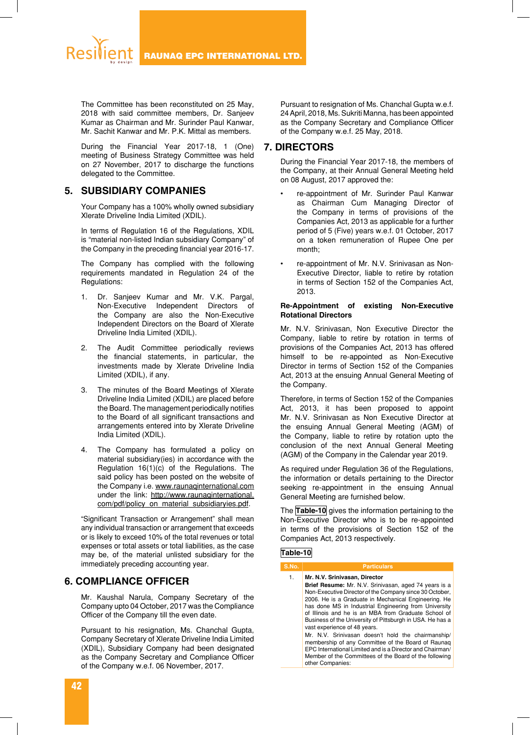The Committee has been reconstituted on 25 May, 2018 with said committee members, Dr. Sanjeev Kumar as Chairman and Mr. Surinder Paul Kanwar, Mr. Sachit Kanwar and Mr. P.K. Mittal as members.

During the Financial Year 2017-18, 1 (One) meeting of Business Strategy Committee was held on 27 November, 2017 to discharge the functions delegated to the Committee.

## 5. SUBSIDIARY COMPANIES

Your Company has a 100% wholly owned subsidiary Xlerate Driveline India Limited (XDIL).

In terms of Regulation 16 of the Regulations, XDIL is "material non-listed Indian subsidiary Company" of the Company in the preceding financial year 2016-17.

The Company has complied with the following requirements mandated in Regulation 24 of the Regulations:

1. Dr. Sanjeev Kumar and Mr. V.K. Pargal, Non-Executive Independent Directors of the Company are also the Non-Executive Independent Directors on the Board of Xlerate Driveline India Limited (XDIL).
2. The Audit Committee periodically reviews the financial statements, in particular, the investments made by Xlerate Driveline India Limited (XDIL), if any.
3. The minutes of the Board Meetings of Xlerate Driveline India Limited (XDIL) are placed before the Board. The management periodically notifies to the Board of all significant transactions and arrangements entered into by Xlerate Driveline India Limited (XDIL).
4. The Company has formulated a policy on material subsidiary(ies) in accordance with the Regulation 16(1)(c) of the Regulations. The said policy has been posted on the website of the Company i.e. www.raunaqinternational.com under the link: http://www.raunaqinternational.com/pdf/policy_on_material_subsidiaryies.pdf.

"Significant Transaction or Arrangement" shall mean any individual transaction or arrangement that exceeds or is likely to exceed 10% of the total revenues or total expenses or total assets or total liabilities, as the case may be, of the material unlisted subsidiary for the immediately preceding accounting year.

## 6. COMPLIANCE OFFICER

Mr. Kaushal Narula, Company Secretary of the Company upto 04 October, 2017 was the Compliance Officer of the Company till the even date.

Pursuant to his resignation, Ms. Chanchal Gupta, Company Secretary of Xlerate Driveline India Limited (XDIL), Subsidiary Company had been designated as the Company Secretary and Compliance Officer of the Company w.e.f. 06 November, 2017.

Pursuant to resignation of Ms. Chanchal Gupta w.e.f. 24 April, 2018, Ms. Sukriti Manna, has been appointed as the Company Secretary and Compliance Officer of the Company w.e.f. 25 May, 2018.

## 7. DIRECTORS

During the Financial Year 2017-18, the members of the Company, at their Annual General Meeting held on 08 August, 2017 approved the:

- re-appointment of Mr. Surinder Paul Kanwar as Chairman Cum Managing Director of the Company in terms of provisions of the Companies Act, 2013 as applicable for a further period of 5 (Five) years w.e.f. 01 October, 2017 on a token remuneration of Rupee One per month;
- re-appointment of Mr. N.V. Srinivasan as Non-Executive Director, liable to retire by rotation in terms of Section 152 of the Companies Act, 2013.

**Re-Appointment of existing Non-Executive Rotational Directors**

Mr. N.V. Srinivasan, Non Executive Director the Company, liable to retire by rotation in terms of provisions of the Companies Act, 2013 has offered himself to be re-appointed as Non-Executive Director in terms of Section 152 of the Companies Act, 2013 at the ensuing Annual General Meeting of the Company.

Therefore, in terms of Section 152 of the Companies Act, 2013, it has been proposed to appoint Mr. N.V. Srinivasan as Non Executive Director at the ensuing Annual General Meeting (AGM) of the Company, liable to retire by rotation upto the conclusion of the next Annual General Meeting (AGM) of the Company in the Calendar year 2019.

As required under Regulation 36 of the Regulations, the information or details pertaining to the Director seeking re-appointment in the ensuing Annual General Meeting are furnished below.

The **Table-10** gives the information pertaining to the Non-Executive Director who is to be re-appointed in terms of the provisions of Section 152 of the Companies Act, 2013 respectively.

**Table-10**

| S.No. | Particulars |
|---|---|
| 1. | **Mr. N.V. Srinivasan, Director**<br>**Brief Resume:** Mr. N.V. Srinivasan, aged 74 years is a Non-Executive Director of the Company since 30 October, 2006. He is a Graduate in Mechanical Engineering. He has done MS in Industrial Engineering from University of Illinois and he is an MBA from Graduate School of Business of the University of Pittsburgh in USA. He has a vast experience of 48 years.<br>Mr. N.V. Srinivasan doesn't hold the chairmanship/membership of any Committee of the Board of Raunaq EPC International Limited and is a Director and Chairman/Member of the Committees of the Board of the following other Companies: |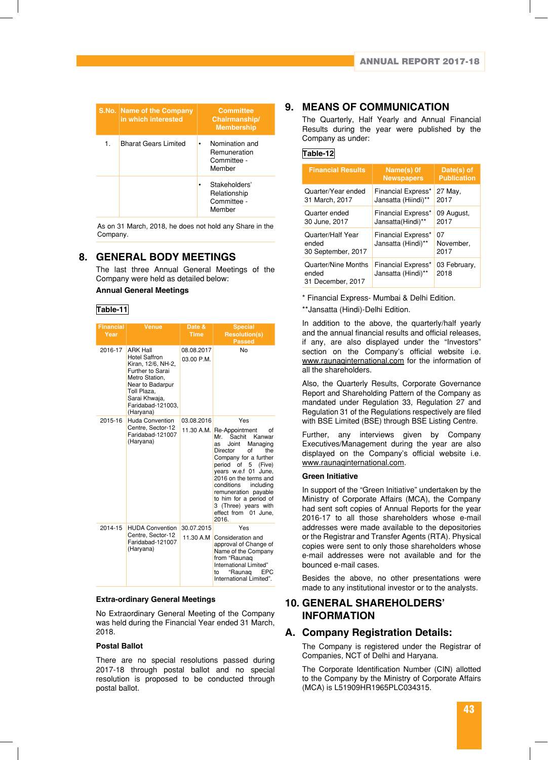| S.No. | Name of the Company in which interested | Committee Chairmanship/ Membership |
|---|---|---|
| 1. | Bharat Gears Limited | • Nomination and Remuneration Committee - Member |
| | | • Stakeholders' Relationship Committee - Member |

As on 31 March, 2018, he does not hold any Share in the Company.

## 8. GENERAL BODY MEETINGS

The last three Annual General Meetings of the Company were held as detailed below:

**Annual General Meetings**

**Table-11**

| Financial Year | Venue | Date & Time | Special Resolution(s) Passed |
|---|---|---|---|
| 2016-17 | ARK Hall Hotel Saffron Kiran, 12/6, NH-2, Further to Sarai Metro Station, Near to Badarpur Toll Plaza, Sarai Khwaja, Faridabad-121003, (Haryana) | 08.08.2017 03.00 P.M. | No |
| 2015-16 | Huda Convention Centre, Sector-12 Faridabad-121007 (Haryana) | 03.08.2016 11.30 A.M. | Yes<br>Re-Appointment of Mr. Sachit Kanwar as Joint Managing Director of the Company for a further period of 5 (Five) years w.e.f 01 June, 2016 on the terms and conditions including remuneration payable to him for a period of 3 (Three) years with effect from 01 June, 2016. |
| 2014-15 | HUDA Convention Centre, Sector-12 Faridabad-121007 (Haryana) | 30.07.2015 11.30 A.M | Yes<br>Consideration and approval of Change of Name of the Company from "Raunaq International Limited" to "Raunaq EPC International Limited". |

**Extra-ordinary General Meetings**

No Extraordinary General Meeting of the Company was held during the Financial Year ended 31 March, 2018.

**Postal Ballot**

There are no special resolutions passed during 2017-18 through postal ballot and no special resolution is proposed to be conducted through postal ballot.

## 9. MEANS OF COMMUNICATION

The Quarterly, Half Yearly and Annual Financial Results during the year were published by the Company as under:

**Table-12**

| Financial Results | Name(s) 0f Newspapers | Date(s) of Publication |
|---|---|---|
| Quarter/Year ended 31 March, 2017 | Financial Express* Jansatta (Hiindi)** | 27 May, 2017 |
| Quarter ended 30 June, 2017 | Financial Express* Jansatta(Hindi)** | 09 August, 2017 |
| Quarter/Half Year ended 30 September, 2017 | Financial Express* Jansatta (Hindi)** | 07 November, 2017 |
| Quarter/Nine Months ended 31 December, 2017 | Financial Express* Jansatta (Hindi)** | 03 February, 2018 |

* Financial Express- Mumbai & Delhi Edition.

**Jansatta (Hindi)-Delhi Edition.

In addition to the above, the quarterly/half yearly and the annual financial results and official releases, if any, are also displayed under the "Investors" section on the Company's official website i.e. www.raunaqinternational.com for the information of all the shareholders.

Also, the Quarterly Results, Corporate Governance Report and Shareholding Pattern of the Company as mandated under Regulation 33, Regulation 27 and Regulation 31 of the Regulations respectively are filed with BSE Limited (BSE) through BSE Listing Centre.

Further, any interviews given by Company Executives/Management during the year are also displayed on the Company's official website i.e. www.raunaqinternational.com.

**Green Initiative**

In support of the "Green Initiative" undertaken by the Ministry of Corporate Affairs (MCA), the Company had sent soft copies of Annual Reports for the year 2016-17 to all those shareholders whose e-mail addresses were made available to the depositories or the Registrar and Transfer Agents (RTA). Physical copies were sent to only those shareholders whose e-mail addresses were not available and for the bounced e-mail cases.

Besides the above, no other presentations were made to any institutional investor or to the analysts.

## 10. GENERAL SHAREHOLDERS' INFORMATION

## A. Company Registration Details:

The Company is registered under the Registrar of Companies, NCT of Delhi and Haryana.

The Corporate Identification Number (CIN) allotted to the Company by the Ministry of Corporate Affairs (MCA) is L51909HR1965PLC034315.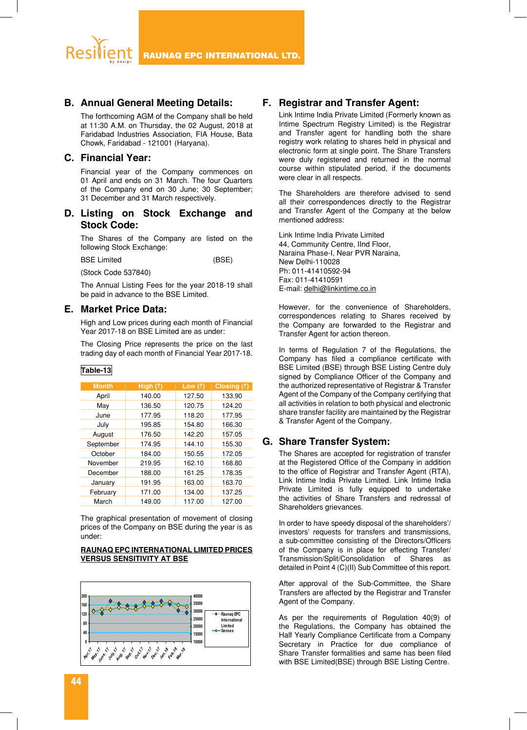## B. Annual General Meeting Details:

The forthcoming AGM of the Company shall be held at 11:30 A.M. on Thursday, the 02 August, 2018 at Faridabad Industries Association, FIA House, Bata Chowk, Faridabad - 121001 (Haryana).

## C. Financial Year:

Financial year of the Company commences on 01 April and ends on 31 March. The four Quarters of the Company end on 30 June; 30 September; 31 December and 31 March respectively.

## D. Listing on Stock Exchange and Stock Code:

The Shares of the Company are listed on the following Stock Exchange:

BSE Limited (BSE)

(Stock Code 537840)

The Annual Listing Fees for the year 2018-19 shall be paid in advance to the BSE Limited.

## E. Market Price Data:

High and Low prices during each month of Financial Year 2017-18 on BSE Limited are as under:

The Closing Price represents the price on the last trading day of each month of Financial Year 2017-18.

**Table-13**

| Month | High (₹) | Low (₹) | Closing (₹) |
|---|---|---|---|
| April | 140.00 | 127.50 | 133.90 |
| May | 136.50 | 120.75 | 124.20 |
| June | 177.95 | 118.20 | 177.95 |
| July | 195.85 | 154.80 | 166.30 |
| August | 176.50 | 142.20 | 157.05 |
| September | 174.95 | 144.10 | 155.30 |
| October | 184.00 | 150.55 | 172.05 |
| November | 219.95 | 162.10 | 168.80 |
| December | 188.00 | 161.25 | 178.35 |
| January | 191.95 | 163.00 | 163.70 |
| February | 171.00 | 134.00 | 137.25 |
| March | 149.00 | 117.00 | 127.00 |

The graphical presentation of movement of closing prices of the Company on BSE during the year is as under:

**RAUNAQ EPC INTERNATIONAL LIMITED PRICES VERSUS SENSITIVITY AT BSE**

## F. Registrar and Transfer Agent:

Link Intime India Private Limited (Formerly known as Intime Spectrum Registry Limited) is the Registrar and Transfer agent for handling both the share registry work relating to shares held in physical and electronic form at single point. The Share Transfers were duly registered and returned in the normal course within stipulated period, if the documents were clear in all respects.

The Shareholders are therefore advised to send all their correspondences directly to the Registrar and Transfer Agent of the Company at the below mentioned address:

Link Intime India Private Limited
44, Community Centre, IInd Floor,
Naraina Phase-I, Near PVR Naraina,
New Delhi-110028
Ph: 011-41410592-94
Fax: 011-41410591
E-mail: delhi@linkintime.co.in

However, for the convenience of Shareholders, correspondences relating to Shares received by the Company are forwarded to the Registrar and Transfer Agent for action thereon.

In terms of Regulation 7 of the Regulations, the Company has filed a compliance certificate with BSE Limited (BSE) through BSE Listing Centre duly signed by Compliance Officer of the Company and the authorized representative of Registrar & Transfer Agent of the Company of the Company certifying that all activities in relation to both physical and electronic share transfer facility are maintained by the Registrar & Transfer Agent of the Company.

## G. Share Transfer System:

The Shares are accepted for registration of transfer at the Registered Office of the Company in addition to the office of Registrar and Transfer Agent (RTA), Link Intime India Private Limited. Link Intime India Private Limited is fully equipped to undertake the activities of Share Transfers and redressal of Shareholders grievances.

In order to have speedy disposal of the shareholders'/ investors' requests for transfers and transmissions, a sub-committee consisting of the Directors/Officers of the Company is in place for effecting Transfer/ Transmission/Split/Consolidation of Shares as detailed in Point 4 (C)(II) Sub Committee of this report.

After approval of the Sub-Committee, the Share Transfers are affected by the Registrar and Transfer Agent of the Company.

As per the requirements of Regulation 40(9) of the Regulations, the Company has obtained the Half Yearly Compliance Certificate from a Company Secretary in Practice for due compliance of Share Transfer formalities and same has been filed with BSE Limited(BSE) through BSE Listing Centre.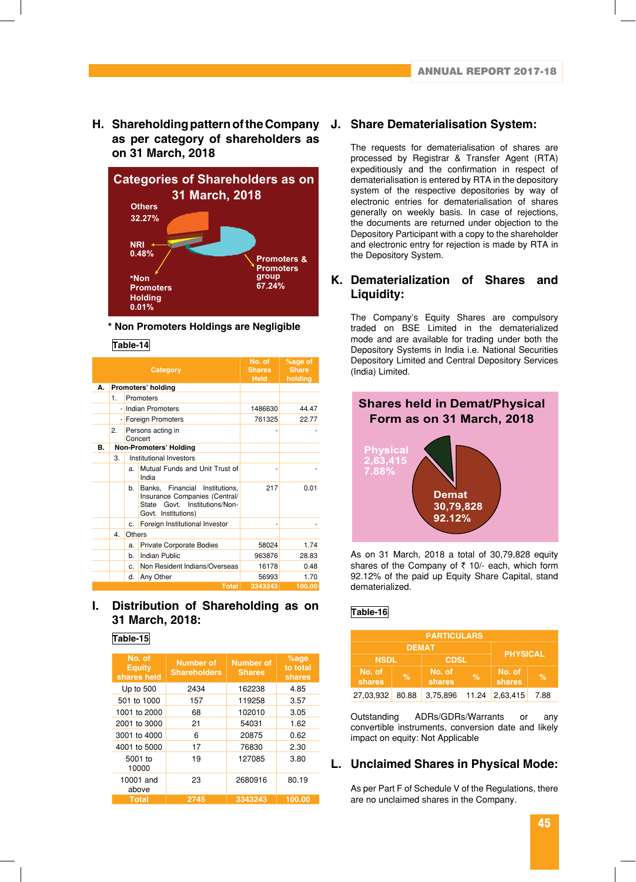## H. Shareholding pattern of the Company as per category of shareholders as on 31 March, 2018

**Categories of Shareholders as on 31 March, 2018**

Others 32.27%

NRI 0.48%

*Non Promoters Holding 0.01%

Promoters & Promoters group 67.24%

**\* Non Promoters Holdings are Negligible**

**Table-14**

| | | | Category | No. of Shares Held | %age of Share holding |
|---|---|---|---|---|---|
| **A.** | **Promoters' holding** | | | | |
| | 1. | | Promoters | | |
| | | - | Indian Promoters | 1486630 | 44.47 |
| | | - | Foreign Promoters | 761325 | 22.77 |
| | 2. | | Persons acting in Concert | - | - |
| **B.** | **Non-Promoters' Holding** | | | | |
| | 3. | | Institutional Investors | | |
| | | a. | Mutual Funds and Unit Trust of India | - | - |
| | | b. | Banks, Financial Institutions, Insurance Companies (Central/ State Govt. Institutions/Non-Govt. Institutions) | 217 | 0.01 |
| | | c. | Foreign Institutional Investor | - | - |
| | 4. | | Others | | |
| | | a. | Private Corporate Bodies | 58024 | 1.74 |
| | | b. | Indian Public | 963876 | 28.83 |
| | | c. | Non Resident Indians/Overseas | 16178 | 0.48 |
| | | d. | Any Other | 56993 | 1.70 |
| | | | **Total** | **3343243** | **100.00** |

## I. Distribution of Shareholding as on 31 March, 2018:

**Table-15**

| No. of Equity shares held | Number of Shareholders | Number of Shares | %age to total shares |
|---|---|---|---|
| Up to 500 | 2434 | 162238 | 4.85 |
| 501 to 1000 | 157 | 119258 | 3.57 |
| 1001 to 2000 | 68 | 102010 | 3.05 |
| 2001 to 3000 | 21 | 54031 | 1.62 |
| 3001 to 4000 | 6 | 20875 | 0.62 |
| 4001 to 5000 | 17 | 76830 | 2.30 |
| 5001 to 10000 | 19 | 127085 | 3.80 |
| 10001 and above | 23 | 2680916 | 80.19 |
| **Total** | **2745** | **3343243** | **100.00** |

## J. Share Dematerialisation System:

The requests for dematerialisation of shares are processed by Registrar & Transfer Agent (RTA) expeditiously and the confirmation in respect of dematerialisation is entered by RTA in the depository system of the respective depositories by way of electronic entries for dematerialisation of shares generally on weekly basis. In case of rejections, the documents are returned under objection to the Depository Participant with a copy to the shareholder and electronic entry for rejection is made by RTA in the Depository System.

## K. Dematerialization of Shares and Liquidity:

The Company's Equity Shares are compulsory traded on BSE Limited in the dematerialized mode and are available for trading under both the Depository Systems in India i.e. National Securities Depository Limited and Central Depository Services (India) Limited.

**Shares held in Demat/Physical Form as on 31 March, 2018**

Physical 2,63,415 7.88%

Demat 30,79,828 92.12%

As on 31 March, 2018 a total of 30,79,828 equity shares of the Company of ₹ 10/- each, which form 92.12% of the paid up Equity Share Capital, stand dematerialized.

**Table-16**

| PARTICULARS | | | | | |
|---|---|---|---|---|---|
| DEMAT | | | | PHYSICAL | |
| NSDL | | CDSL | | | |
| No. of shares | % | No. of shares | % | No. of shares | % |
| 27,03,932 | 80.88 | 3,75,896 | 11.24 | 2,63,415 | 7.88 |

Outstanding ADRs/GDRs/Warrants or any convertible instruments, conversion date and likely impact on equity: Not Applicable

## L. Unclaimed Shares in Physical Mode:

As per Part F of Schedule V of the Regulations, there are no unclaimed shares in the Company.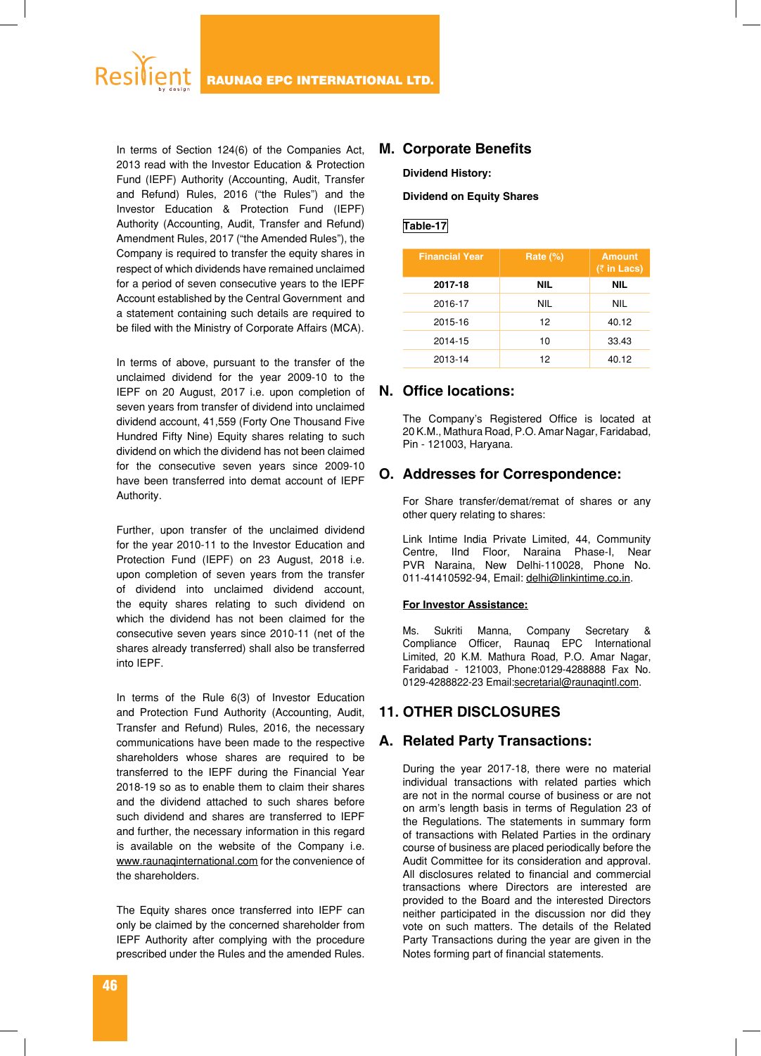In terms of Section 124(6) of the Companies Act, 2013 read with the Investor Education & Protection Fund (IEPF) Authority (Accounting, Audit, Transfer and Refund) Rules, 2016 ("the Rules") and the Investor Education & Protection Fund (IEPF) Authority (Accounting, Audit, Transfer and Refund) Amendment Rules, 2017 ("the Amended Rules"), the Company is required to transfer the equity shares in respect of which dividends have remained unclaimed for a period of seven consecutive years to the IEPF Account established by the Central Government and a statement containing such details are required to be filed with the Ministry of Corporate Affairs (MCA).

In terms of above, pursuant to the transfer of the unclaimed dividend for the year 2009-10 to the IEPF on 20 August, 2017 i.e. upon completion of seven years from transfer of dividend into unclaimed dividend account, 41,559 (Forty One Thousand Five Hundred Fifty Nine) Equity shares relating to such dividend on which the dividend has not been claimed for the consecutive seven years since 2009-10 have been transferred into demat account of IEPF Authority.

Further, upon transfer of the unclaimed dividend for the year 2010-11 to the Investor Education and Protection Fund (IEPF) on 23 August, 2018 i.e. upon completion of seven years from the transfer of dividend into unclaimed dividend account, the equity shares relating to such dividend on which the dividend has not been claimed for the consecutive seven years since 2010-11 (net of the shares already transferred) shall also be transferred into IEPF.

In terms of the Rule 6(3) of Investor Education and Protection Fund Authority (Accounting, Audit, Transfer and Refund) Rules, 2016, the necessary communications have been made to the respective shareholders whose shares are required to be transferred to the IEPF during the Financial Year 2018-19 so as to enable them to claim their shares and the dividend attached to such shares before such dividend and shares are transferred to IEPF and further, the necessary information in this regard is available on the website of the Company i.e. www.raunaqinternational.com for the convenience of the shareholders.

The Equity shares once transferred into IEPF can only be claimed by the concerned shareholder from IEPF Authority after complying with the procedure prescribed under the Rules and the amended Rules.

## M. Corporate Benefits

**Dividend History:**

**Dividend on Equity Shares**

**Table-17**

| Financial Year | Rate (%) | Amount (₹ in Lacs) |
|---|---|---|
| **2017-18** | **NIL** | **NIL** |
| 2016-17 | NIL | NIL |
| 2015-16 | 12 | 40.12 |
| 2014-15 | 10 | 33.43 |
| 2013-14 | 12 | 40.12 |

## N. Office locations:

The Company's Registered Office is located at 20 K.M., Mathura Road, P.O. Amar Nagar, Faridabad, Pin - 121003, Haryana.

## O. Addresses for Correspondence:

For Share transfer/demat/remat of shares or any other query relating to shares:

Link Intime India Private Limited, 44, Community Centre, IInd Floor, Naraina Phase-I, Near PVR Naraina, New Delhi-110028, Phone No. 011-41410592-94, Email: delhi@linkintime.co.in.

**For Investor Assistance:**

Ms. Sukriti Manna, Company Secretary & Compliance Officer, Raunaq EPC International Limited, 20 K.M. Mathura Road, P.O. Amar Nagar, Faridabad - 121003, Phone:0129-4288888 Fax No. 0129-4288822-23 Email:secretarial@raunaqintl.com.

# 11. OTHER DISCLOSURES

## A. Related Party Transactions:

During the year 2017-18, there were no material individual transactions with related parties which are not in the normal course of business or are not on arm's length basis in terms of Regulation 23 of the Regulations. The statements in summary form of transactions with Related Parties in the ordinary course of business are placed periodically before the Audit Committee for its consideration and approval. All disclosures related to financial and commercial transactions where Directors are interested are provided to the Board and the interested Directors neither participated in the discussion nor did they vote on such matters. The details of the Related Party Transactions during the year are given in the Notes forming part of financial statements.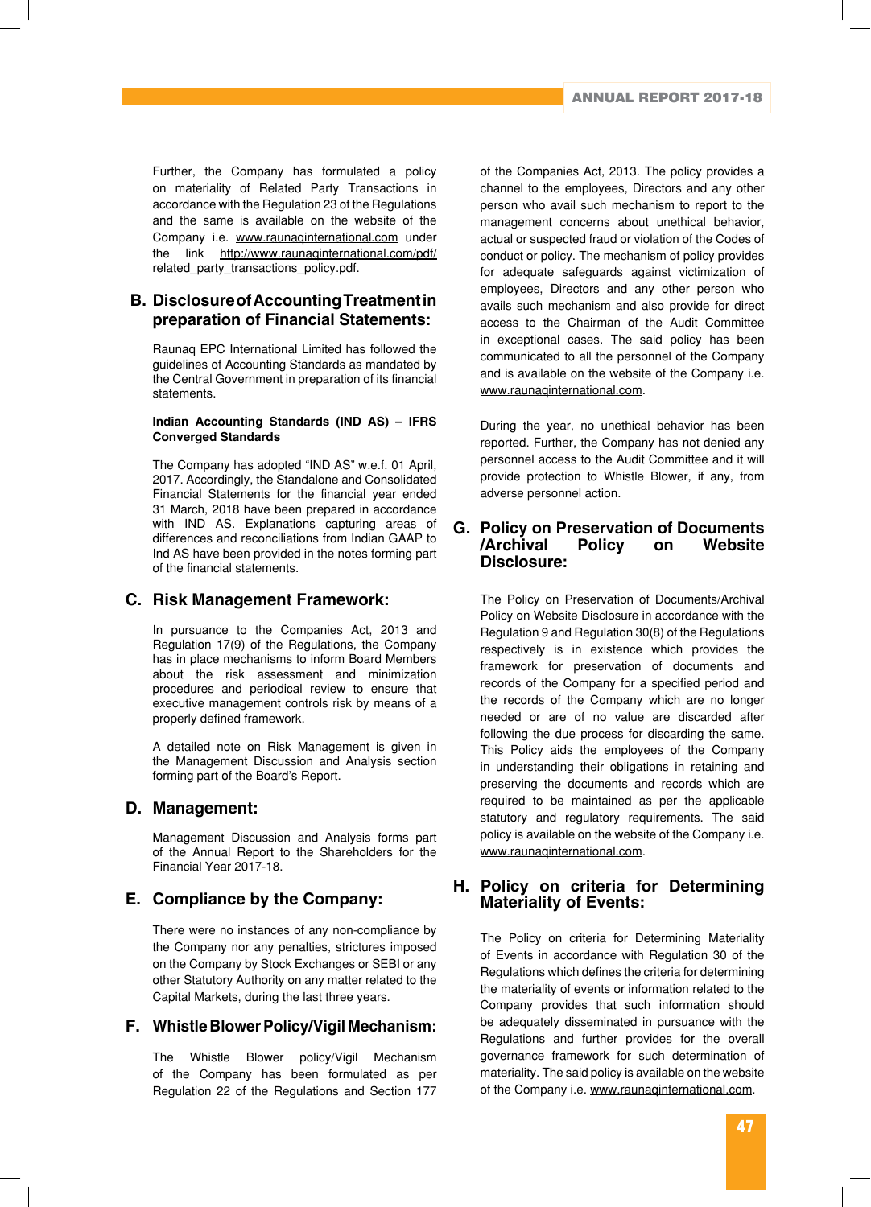Further, the Company has formulated a policy on materiality of Related Party Transactions in accordance with the Regulation 23 of the Regulations and the same is available on the website of the Company i.e. www.raunaqinternational.com under the link http://www.raunaqinternational.com/pdf/related_party_transactions_policy.pdf.

## B. Disclosure of Accounting Treatment in preparation of Financial Statements:

Raunaq EPC International Limited has followed the guidelines of Accounting Standards as mandated by the Central Government in preparation of its financial statements.

**Indian Accounting Standards (IND AS) – IFRS Converged Standards**

The Company has adopted "IND AS" w.e.f. 01 April, 2017. Accordingly, the Standalone and Consolidated Financial Statements for the financial year ended 31 March, 2018 have been prepared in accordance with IND AS. Explanations capturing areas of differences and reconciliations from Indian GAAP to Ind AS have been provided in the notes forming part of the financial statements.

## C. Risk Management Framework:

In pursuance to the Companies Act, 2013 and Regulation 17(9) of the Regulations, the Company has in place mechanisms to inform Board Members about the risk assessment and minimization procedures and periodical review to ensure that executive management controls risk by means of a properly defined framework.

A detailed note on Risk Management is given in the Management Discussion and Analysis section forming part of the Board's Report.

## D. Management:

Management Discussion and Analysis forms part of the Annual Report to the Shareholders for the Financial Year 2017-18.

## E. Compliance by the Company:

There were no instances of any non-compliance by the Company nor any penalties, strictures imposed on the Company by Stock Exchanges or SEBI or any other Statutory Authority on any matter related to the Capital Markets, during the last three years.

## F. Whistle Blower Policy/Vigil Mechanism:

The Whistle Blower policy/Vigil Mechanism of the Company has been formulated as per Regulation 22 of the Regulations and Section 177 of the Companies Act, 2013. The policy provides a channel to the employees, Directors and any other person who avail such mechanism to report to the management concerns about unethical behavior, actual or suspected fraud or violation of the Codes of conduct or policy. The mechanism of policy provides for adequate safeguards against victimization of employees, Directors and any other person who avails such mechanism and also provide for direct access to the Chairman of the Audit Committee in exceptional cases. The said policy has been communicated to all the personnel of the Company and is available on the website of the Company i.e. www.raunaqinternational.com.

During the year, no unethical behavior has been reported. Further, the Company has not denied any personnel access to the Audit Committee and it will provide protection to Whistle Blower, if any, from adverse personnel action.

## G. Policy on Preservation of Documents /Archival Policy on Website Disclosure:

The Policy on Preservation of Documents/Archival Policy on Website Disclosure in accordance with the Regulation 9 and Regulation 30(8) of the Regulations respectively is in existence which provides the framework for preservation of documents and records of the Company for a specified period and the records of the Company which are no longer needed or are of no value are discarded after following the due process for discarding the same. This Policy aids the employees of the Company in understanding their obligations in retaining and preserving the documents and records which are required to be maintained as per the applicable statutory and regulatory requirements. The said policy is available on the website of the Company i.e. www.raunaqinternational.com.

## H. Policy on criteria for Determining Materiality of Events:

The Policy on criteria for Determining Materiality of Events in accordance with Regulation 30 of the Regulations which defines the criteria for determining the materiality of events or information related to the Company provides that such information should be adequately disseminated in pursuance with the Regulations and further provides for the overall governance framework for such determination of materiality. The said policy is available on the website of the Company i.e. www.raunaqinternational.com.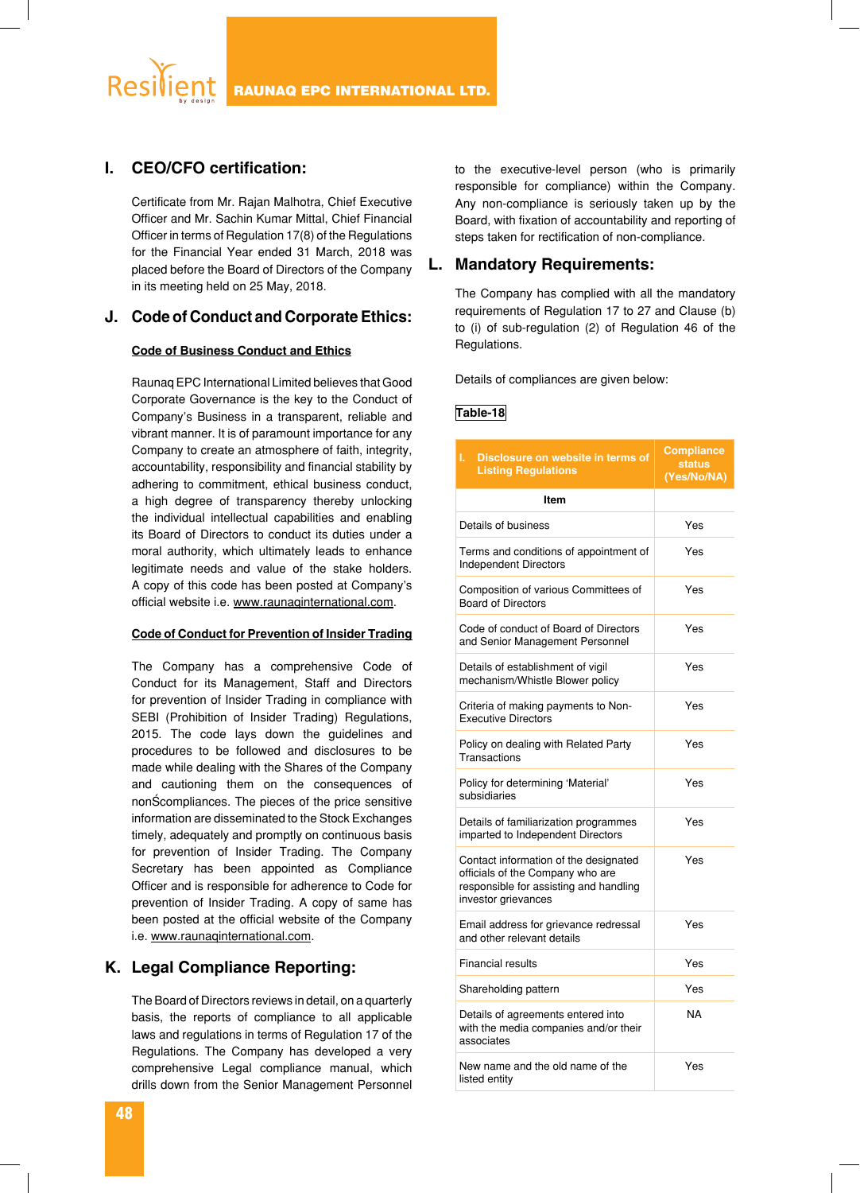## I. CEO/CFO certification:

Certificate from Mr. Rajan Malhotra, Chief Executive Officer and Mr. Sachin Kumar Mittal, Chief Financial Officer in terms of Regulation 17(8) of the Regulations for the Financial Year ended 31 March, 2018 was placed before the Board of Directors of the Company in its meeting held on 25 May, 2018.

## J. Code of Conduct and Corporate Ethics:

**Code of Business Conduct and Ethics**

Raunaq EPC International Limited believes that Good Corporate Governance is the key to the Conduct of Company's Business in a transparent, reliable and vibrant manner. It is of paramount importance for any Company to create an atmosphere of faith, integrity, accountability, responsibility and financial stability by adhering to commitment, ethical business conduct, a high degree of transparency thereby unlocking the individual intellectual capabilities and enabling its Board of Directors to conduct its duties under a moral authority, which ultimately leads to enhance legitimate needs and value of the stake holders. A copy of this code has been posted at Company's official website i.e. www.raunaqinternational.com.

**Code of Conduct for Prevention of Insider Trading**

The Company has a comprehensive Code of Conduct for its Management, Staff and Directors for prevention of Insider Trading in compliance with SEBI (Prohibition of Insider Trading) Regulations, 2015. The code lays down the guidelines and procedures to be followed and disclosures to be made while dealing with the Shares of the Company and cautioning them on the consequences of nonŚcompliances. The pieces of the price sensitive information are disseminated to the Stock Exchanges timely, adequately and promptly on continuous basis for prevention of Insider Trading. The Company Secretary has been appointed as Compliance Officer and is responsible for adherence to Code for prevention of Insider Trading. A copy of same has been posted at the official website of the Company i.e. www.raunaqinternational.com.

## K. Legal Compliance Reporting:

The Board of Directors reviews in detail, on a quarterly basis, the reports of compliance to all applicable laws and regulations in terms of Regulation 17 of the Regulations. The Company has developed a very comprehensive Legal compliance manual, which drills down from the Senior Management Personnel to the executive-level person (who is primarily responsible for compliance) within the Company. Any non-compliance is seriously taken up by the Board, with fixation of accountability and reporting of steps taken for rectification of non-compliance.

## L. Mandatory Requirements:

The Company has complied with all the mandatory requirements of Regulation 17 to 27 and Clause (b) to (i) of sub-regulation (2) of Regulation 46 of the Regulations.

Details of compliances are given below:

**Table-18**

| I. Disclosure on website in terms of Listing Regulations | Compliance status (Yes/No/NA) |
|---|---|
| **Item** | |
| Details of business | Yes |
| Terms and conditions of appointment of Independent Directors | Yes |
| Composition of various Committees of Board of Directors | Yes |
| Code of conduct of Board of Directors and Senior Management Personnel | Yes |
| Details of establishment of vigil mechanism/Whistle Blower policy | Yes |
| Criteria of making payments to Non-Executive Directors | Yes |
| Policy on dealing with Related Party Transactions | Yes |
| Policy for determining 'Material' subsidiaries | Yes |
| Details of familiarization programmes imparted to Independent Directors | Yes |
| Contact information of the designated officials of the Company who are responsible for assisting and handling investor grievances | Yes |
| Email address for grievance redressal and other relevant details | Yes |
| Financial results | Yes |
| Shareholding pattern | Yes |
| Details of agreements entered into with the media companies and/or their associates | NA |
| New name and the old name of the listed entity | Yes |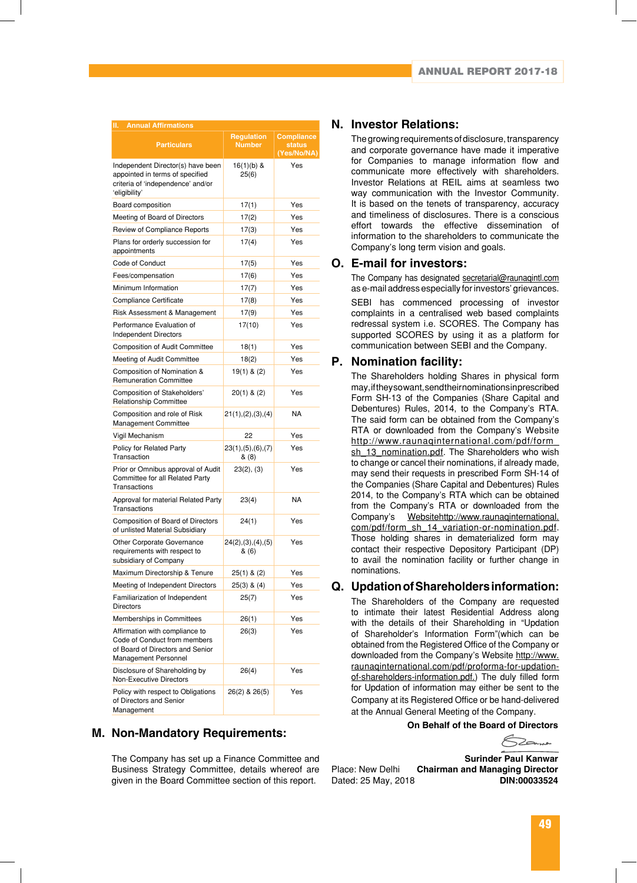| II. Annual Affirmations | | |
|---|---|---|
| Particulars | Regulation Number | Compliance status (Yes/No/NA) |
| Independent Director(s) have been appointed in terms of specified criteria of 'independence' and/or 'eligibility' | 16(1)(b) & 25(6) | Yes |
| Board composition | 17(1) | Yes |
| Meeting of Board of Directors | 17(2) | Yes |
| Review of Compliance Reports | 17(3) | Yes |
| Plans for orderly succession for appointments | 17(4) | Yes |
| Code of Conduct | 17(5) | Yes |
| Fees/compensation | 17(6) | Yes |
| Minimum Information | 17(7) | Yes |
| Compliance Certificate | 17(8) | Yes |
| Risk Assessment & Management | 17(9) | Yes |
| Performance Evaluation of Independent Directors | 17(10) | Yes |
| Composition of Audit Committee | 18(1) | Yes |
| Meeting of Audit Committee | 18(2) | Yes |
| Composition of Nomination & Remuneration Committee | 19(1) & (2) | Yes |
| Composition of Stakeholders' Relationship Committee | 20(1) & (2) | Yes |
| Composition and role of Risk Management Committee | 21(1),(2),(3),(4) | NA |
| Vigil Mechanism | 22 | Yes |
| Policy for Related Party Transaction | 23(1),(5),(6),(7) & (8) | Yes |
| Prior or Omnibus approval of Audit Committee for all Related Party Transactions | 23(2), (3) | Yes |
| Approval for material Related Party Transactions | 23(4) | NA |
| Composition of Board of Directors of unlisted Material Subsidiary | 24(1) | Yes |
| Other Corporate Governance requirements with respect to subsidiary of Company | 24(2),(3),(4),(5) & (6) | Yes |
| Maximum Directorship & Tenure | 25(1) & (2) | Yes |
| Meeting of Independent Directors | 25(3) & (4) | Yes |
| Familiarization of Independent Directors | 25(7) | Yes |
| Memberships in Committees | 26(1) | Yes |
| Affirmation with compliance to Code of Conduct from members of Board of Directors and Senior Management Personnel | 26(3) | Yes |
| Disclosure of Shareholding by Non-Executive Directors | 26(4) | Yes |
| Policy with respect to Obligations of Directors and Senior Management | 26(2) & 26(5) | Yes |

## M. Non-Mandatory Requirements:

The Company has set up a Finance Committee and Business Strategy Committee, details whereof are given in the Board Committee section of this report.

## N. Investor Relations:

The growing requirements of disclosure, transparency and corporate governance have made it imperative for Companies to manage information flow and communicate more effectively with shareholders. Investor Relations at REIL aims at seamless two way communication with the Investor Community. It is based on the tenets of transparency, accuracy and timeliness of disclosures. There is a conscious effort towards the effective dissemination of information to the shareholders to communicate the Company's long term vision and goals.

## O. E-mail for investors:

The Company has designated secretarial@raunaqintl.com as e-mail address especially for investors' grievances.

SEBI has commenced processing of investor complaints in a centralised web based complaints redressal system i.e. SCORES. The Company has supported SCORES by using it as a platform for communication between SEBI and the Company.

## P. Nomination facility:

The Shareholders holding Shares in physical form may, if they so want, send their nominations in prescribed Form SH-13 of the Companies (Share Capital and Debentures) Rules, 2014, to the Company's RTA. The said form can be obtained from the Company's RTA or downloaded from the Company's Website http://www.raunaqinternational.com/pdf/form_sh_13_nomination.pdf. The Shareholders who wish to change or cancel their nominations, if already made, may send their requests in prescribed Form SH-14 of the Companies (Share Capital and Debentures) Rules 2014, to the Company's RTA which can be obtained from the Company's RTA or downloaded from the Company's Websitehttp://www.raunaqinternational.com/pdf/form_sh_14_variation-or-nomination.pdf. Those holding shares in dematerialized form may contact their respective Depository Participant (DP) to avail the nomination facility or further change in nominations.

## Q. Updation of Shareholders information:

The Shareholders of the Company are requested to intimate their latest Residential Address along with the details of their Shareholding in "Updation of Shareholder's Information Form"(which can be obtained from the Registered Office of the Company or downloaded from the Company's Website http://www.raunaqinternational.com/pdf/proforma-for-updation-of-shareholders-information.pdf.) The duly filled form for Updation of information may either be sent to the Company at its Registered Office or be hand-delivered at the Annual General Meeting of the Company.

**On Behalf of the Board of Directors**

**Surinder Paul Kanwar**
**Chairman and Managing Director**
**DIN:00033524**

Place: New Delhi
Dated: 25 May, 2018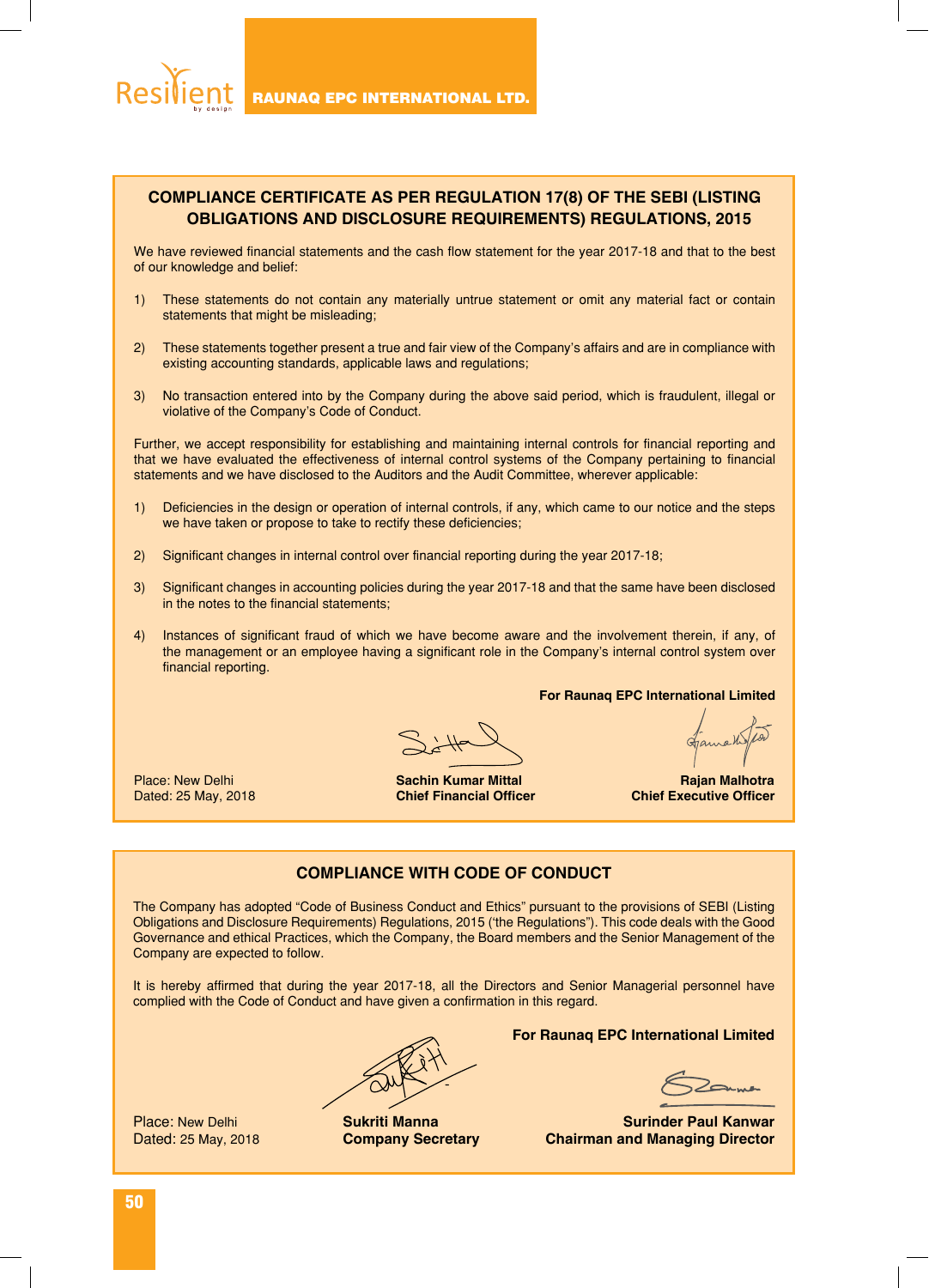## COMPLIANCE CERTIFICATE AS PER REGULATION 17(8) OF THE SEBI (LISTING OBLIGATIONS AND DISCLOSURE REQUIREMENTS) REGULATIONS, 2015

We have reviewed financial statements and the cash flow statement for the year 2017-18 and that to the best of our knowledge and belief:

1) These statements do not contain any materially untrue statement or omit any material fact or contain statements that might be misleading;

2) These statements together present a true and fair view of the Company's affairs and are in compliance with existing accounting standards, applicable laws and regulations;

3) No transaction entered into by the Company during the above said period, which is fraudulent, illegal or violative of the Company's Code of Conduct.

Further, we accept responsibility for establishing and maintaining internal controls for financial reporting and that we have evaluated the effectiveness of internal control systems of the Company pertaining to financial statements and we have disclosed to the Auditors and the Audit Committee, wherever applicable:

1) Deficiencies in the design or operation of internal controls, if any, which came to our notice and the steps we have taken or propose to take to rectify these deficiencies;

2) Significant changes in internal control over financial reporting during the year 2017-18;

3) Significant changes in accounting policies during the year 2017-18 and that the same have been disclosed in the notes to the financial statements;

4) Instances of significant fraud of which we have become aware and the involvement therein, if any, of the management or an employee having a significant role in the Company's internal control system over financial reporting.

**For Raunaq EPC International Limited**

Place: New Delhi
Dated: 25 May, 2018

**Sachin Kumar Mittal**
**Chief Financial Officer**

**Rajan Malhotra**
**Chief Executive Officer**

## COMPLIANCE WITH CODE OF CONDUCT

The Company has adopted "Code of Business Conduct and Ethics" pursuant to the provisions of SEBI (Listing Obligations and Disclosure Requirements) Regulations, 2015 ('the Regulations"). This code deals with the Good Governance and ethical Practices, which the Company, the Board members and the Senior Management of the Company are expected to follow.

It is hereby affirmed that during the year 2017-18, all the Directors and Senior Managerial personnel have complied with the Code of Conduct and have given a confirmation in this regard.

**For Raunaq EPC International Limited**

Place: New Delhi
Dated: 25 May, 2018

**Sukriti Manna**
**Company Secretary**

**Surinder Paul Kanwar**
**Chairman and Managing Director**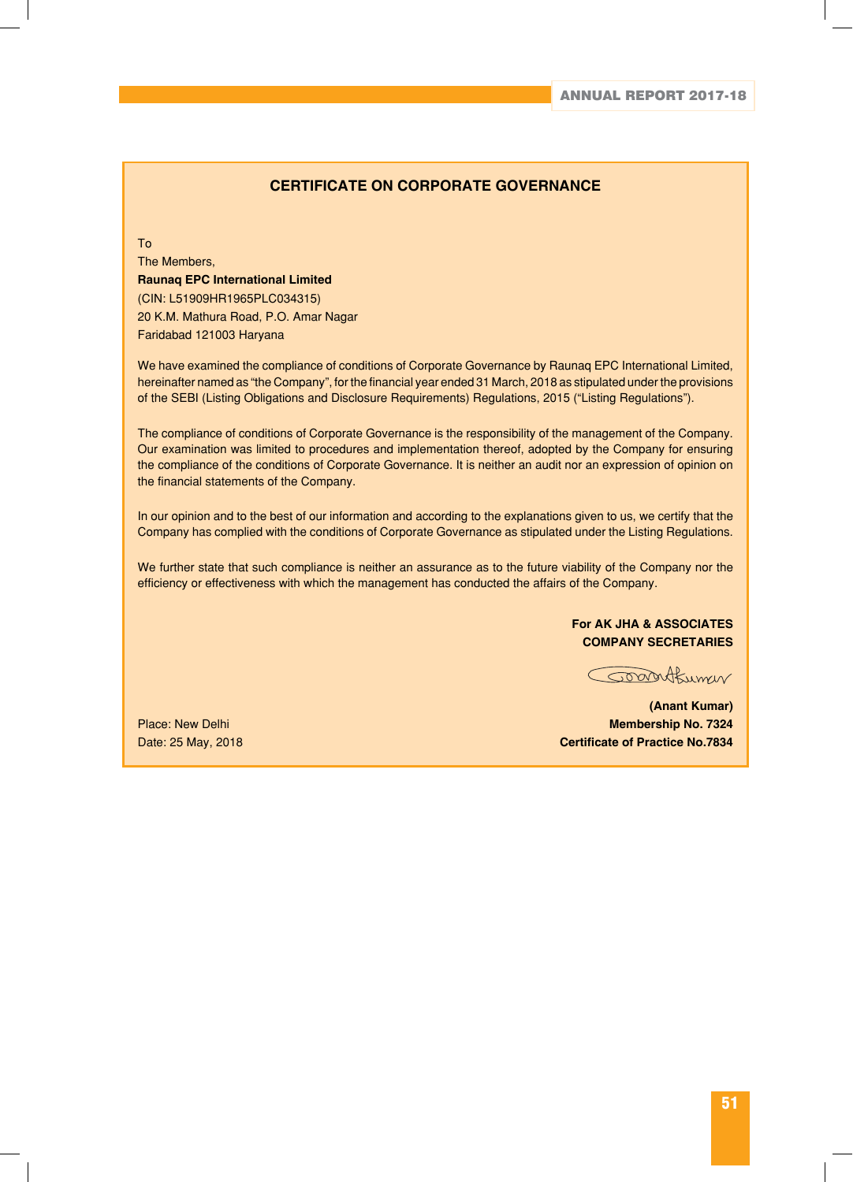## CERTIFICATE ON CORPORATE GOVERNANCE

To
The Members,
**Raunaq EPC International Limited**
(CIN: L51909HR1965PLC034315)
20 K.M. Mathura Road, P.O. Amar Nagar
Faridabad 121003 Haryana

We have examined the compliance of conditions of Corporate Governance by Raunaq EPC International Limited, hereinafter named as "the Company", for the financial year ended 31 March, 2018 as stipulated under the provisions of the SEBI (Listing Obligations and Disclosure Requirements) Regulations, 2015 ("Listing Regulations").

The compliance of conditions of Corporate Governance is the responsibility of the management of the Company. Our examination was limited to procedures and implementation thereof, adopted by the Company for ensuring the compliance of the conditions of Corporate Governance. It is neither an audit nor an expression of opinion on the financial statements of the Company.

In our opinion and to the best of our information and according to the explanations given to us, we certify that the Company has complied with the conditions of Corporate Governance as stipulated under the Listing Regulations.

We further state that such compliance is neither an assurance as to the future viability of the Company nor the efficiency or effectiveness with which the management has conducted the affairs of the Company.

**For AK JHA & ASSOCIATES**
**COMPANY SECRETARIES**

**(Anant Kumar)**
**Membership No. 7324**
**Certificate of Practice No.7834**

Place: New Delhi
Date: 25 May, 2018